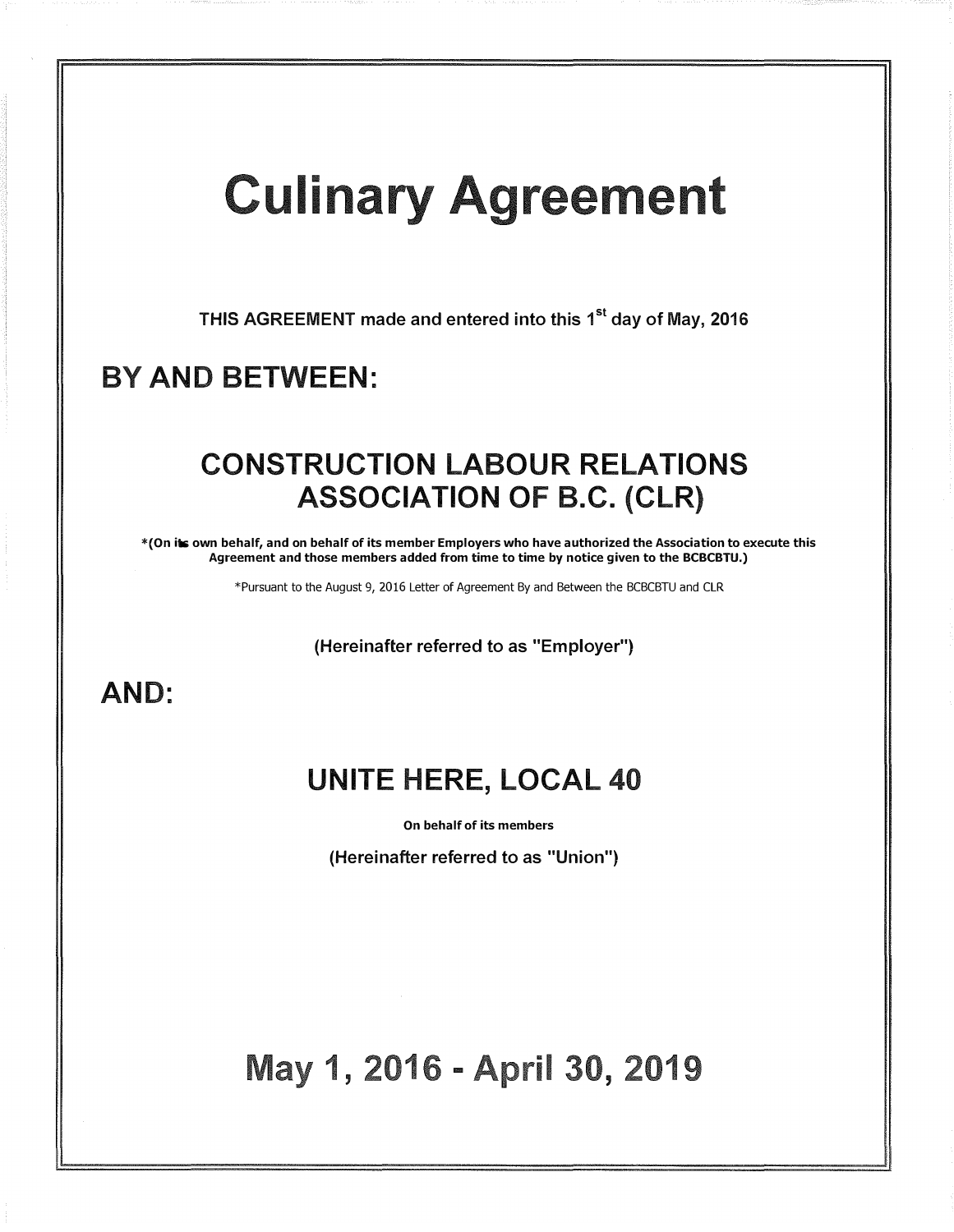# Culinary Agreement

**THIS AGREEMENT made and entered into this 1st day of May, 2016**

## BY AND BETWEEN:

## CONSTRUCTION LABOUR RELATIONS ASSOCIATION OF B.C. (CLR)

***(On its own behalf, and on behalf of its member Employers who have authorized the Association to execute this Agreement and those members added from time to time by notice given to the BCBCBTU.)**

*Pursuant to the August 9, 2016 Letter of Agreement By and Between the BCBCBTU and CLR

**(Hereinafter referred to as "Employer")**

## AND:

## UNITE HERE, LOCAL 40

**On behalf of its members**

**(Hereinafter referred to as "Union")**

# May 1, 2016 - April 30, 2019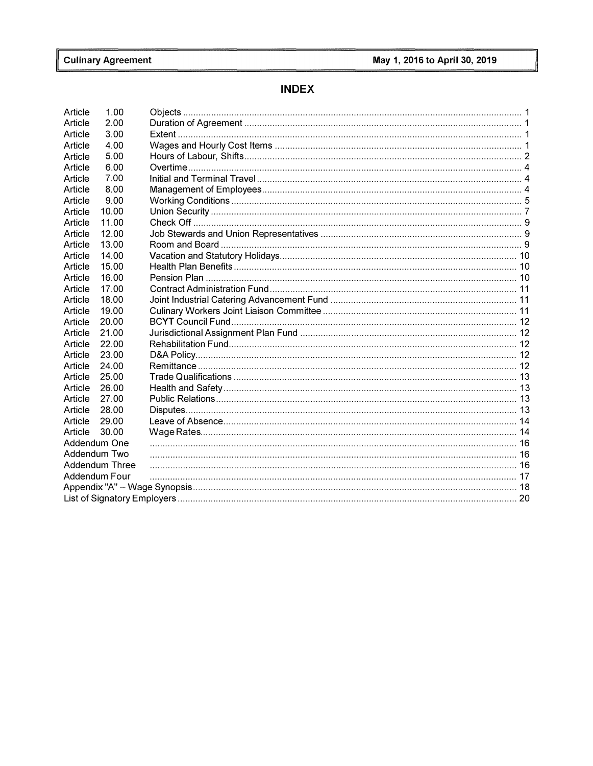# INDEX

| | | |
|---|---|---|
| Article 1.00 | Objects | 1 |
| Article 2.00 | Duration of Agreement | 1 |
| Article 3.00 | Extent | 1 |
| Article 4.00 | Wages and Hourly Cost Items | 1 |
| Article 5.00 | Hours of Labour, Shifts | 2 |
| Article 6.00 | Overtime | 4 |
| Article 7.00 | Initial and Terminal Travel | 4 |
| Article 8.00 | Management of Employees | 4 |
| Article 9.00 | Working Conditions | 5 |
| Article 10.00 | Union Security | 7 |
| Article 11.00 | Check Off | 9 |
| Article 12.00 | Job Stewards and Union Representatives | 9 |
| Article 13.00 | Room and Board | 9 |
| Article 14.00 | Vacation and Statutory Holidays | 10 |
| Article 15.00 | Health Plan Benefits | 10 |
| Article 16.00 | Pension Plan | 10 |
| Article 17.00 | Contract Administration Fund | 11 |
| Article 18.00 | Joint Industrial Catering Advancement Fund | 11 |
| Article 19.00 | Culinary Workers Joint Liaison Committee | 11 |
| Article 20.00 | BCYT Council Fund | 12 |
| Article 21.00 | Jurisdictional Assignment Plan Fund | 12 |
| Article 22.00 | Rehabilitation Fund | 12 |
| Article 23.00 | D&A Policy | 12 |
| Article 24.00 | Remittance | 12 |
| Article 25.00 | Trade Qualifications | 13 |
| Article 26.00 | Health and Safety | 13 |
| Article 27.00 | Public Relations | 13 |
| Article 28.00 | Disputes | 13 |
| Article 29.00 | Leave of Absence | 14 |
| Article 30.00 | Wage Rates | 14 |
| Addendum One | | 16 |
| Addendum Two | | 16 |
| Addendum Three | | 16 |
| Addendum Four | | 17 |
| Appendix "A" – Wage Synopsis | | 18 |
| List of Signatory Employers | | 20 |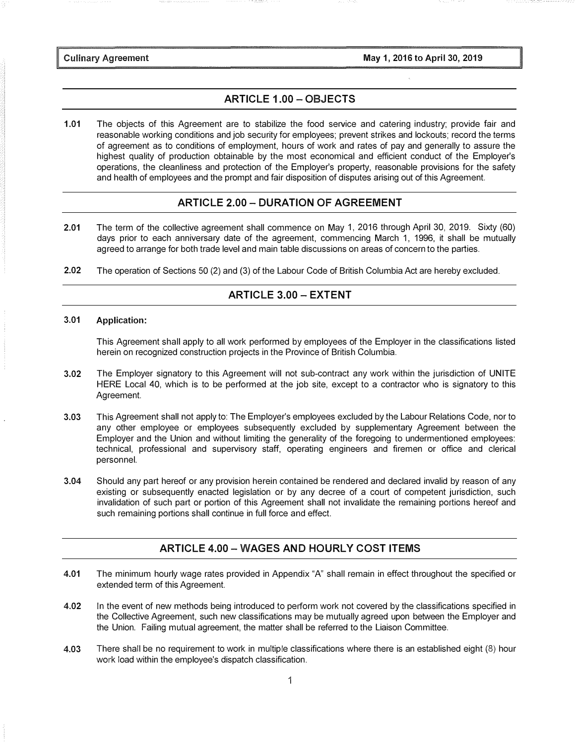## ARTICLE 1.00 – OBJECTS

**1.01** The objects of this Agreement are to stabilize the food service and catering industry; provide fair and reasonable working conditions and job security for employees; prevent strikes and lockouts; record the terms of agreement as to conditions of employment, hours of work and rates of pay and generally to assure the highest quality of production obtainable by the most economical and efficient conduct of the Employer's operations, the cleanliness and protection of the Employer's property, reasonable provisions for the safety and health of employees and the prompt and fair disposition of disputes arising out of this Agreement.

## ARTICLE 2.00 – DURATION OF AGREEMENT

**2.01** The term of the collective agreement shall commence on May 1, 2016 through April 30, 2019. Sixty (60) days prior to each anniversary date of the agreement, commencing March 1, 1996, it shall be mutually agreed to arrange for both trade level and main table discussions on areas of concern to the parties.

**2.02** The operation of Sections 50 (2) and (3) of the Labour Code of British Columbia Act are hereby excluded.

## ARTICLE 3.00 – EXTENT

**3.01** **Application:**

This Agreement shall apply to all work performed by employees of the Employer in the classifications listed herein on recognized construction projects in the Province of British Columbia.

**3.02** The Employer signatory to this Agreement will not sub-contract any work within the jurisdiction of UNITE HERE Local 40, which is to be performed at the job site, except to a contractor who is signatory to this Agreement.

**3.03** This Agreement shall not apply to: The Employer's employees excluded by the Labour Relations Code, nor to any other employee or employees subsequently excluded by supplementary Agreement between the Employer and the Union and without limiting the generality of the foregoing to undermentioned employees: technical, professional and supervisory staff, operating engineers and firemen or office and clerical personnel.

**3.04** Should any part hereof or any provision herein contained be rendered and declared invalid by reason of any existing or subsequently enacted legislation or by any decree of a court of competent jurisdiction, such invalidation of such part or portion of this Agreement shall not invalidate the remaining portions hereof and such remaining portions shall continue in full force and effect.

## ARTICLE 4.00 – WAGES AND HOURLY COST ITEMS

**4.01** The minimum hourly wage rates provided in Appendix "A" shall remain in effect throughout the specified or extended term of this Agreement.

**4.02** In the event of new methods being introduced to perform work not covered by the classifications specified in the Collective Agreement, such new classifications may be mutually agreed upon between the Employer and the Union. Failing mutual agreement, the matter shall be referred to the Liaison Committee.

**4.03** There shall be no requirement to work in multiple classifications where there is an established eight (8) hour work load within the employee's dispatch classification.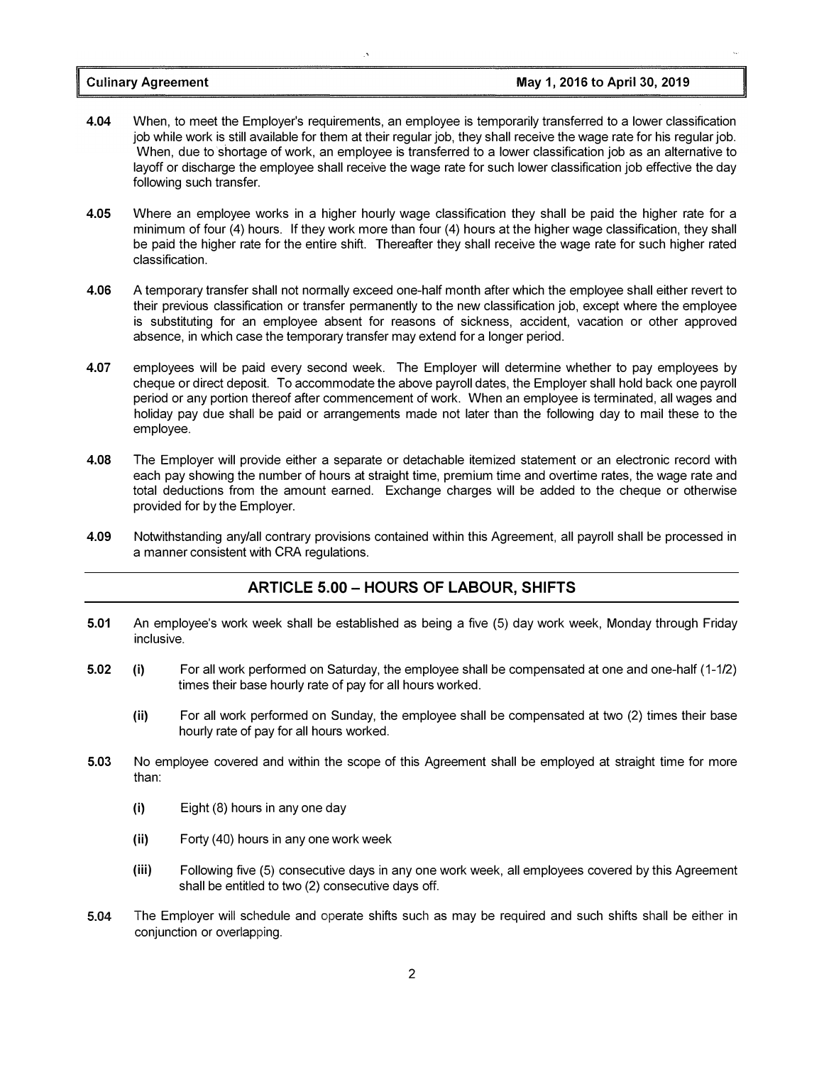**4.04** When, to meet the Employer's requirements, an employee is temporarily transferred to a lower classification job while work is still available for them at their regular job, they shall receive the wage rate for his regular job. When, due to shortage of work, an employee is transferred to a lower classification job as an alternative to layoff or discharge the employee shall receive the wage rate for such lower classification job effective the day following such transfer.

**4.05** Where an employee works in a higher hourly wage classification they shall be paid the higher rate for a minimum of four (4) hours. If they work more than four (4) hours at the higher wage classification, they shall be paid the higher rate for the entire shift. Thereafter they shall receive the wage rate for such higher rated classification.

**4.06** A temporary transfer shall not normally exceed one-half month after which the employee shall either revert to their previous classification or transfer permanently to the new classification job, except where the employee is substituting for an employee absent for reasons of sickness, accident, vacation or other approved absence, in which case the temporary transfer may extend for a longer period.

**4.07** employees will be paid every second week. The Employer will determine whether to pay employees by cheque or direct deposit. To accommodate the above payroll dates, the Employer shall hold back one payroll period or any portion thereof after commencement of work. When an employee is terminated, all wages and holiday pay due shall be paid or arrangements made not later than the following day to mail these to the employee.

**4.08** The Employer will provide either a separate or detachable itemized statement or an electronic record with each pay showing the number of hours at straight time, premium time and overtime rates, the wage rate and total deductions from the amount earned. Exchange charges will be added to the cheque or otherwise provided for by the Employer.

**4.09** Notwithstanding any/all contrary provisions contained within this Agreement, all payroll shall be processed in a manner consistent with CRA regulations.

## ARTICLE 5.00 – HOURS OF LABOUR, SHIFTS

**5.01** An employee's work week shall be established as being a five (5) day work week, Monday through Friday inclusive.

**5.02** **(i)** For all work performed on Saturday, the employee shall be compensated at one and one-half (1-1/2) times their base hourly rate of pay for all hours worked.

**(ii)** For all work performed on Sunday, the employee shall be compensated at two (2) times their base hourly rate of pay for all hours worked.

**5.03** No employee covered and within the scope of this Agreement shall be employed at straight time for more than:

**(i)** Eight (8) hours in any one day

**(ii)** Forty (40) hours in any one work week

**(iii)** Following five (5) consecutive days in any one work week, all employees covered by this Agreement shall be entitled to two (2) consecutive days off.

**5.04** The Employer will schedule and operate shifts such as may be required and such shifts shall be either in conjunction or overlapping.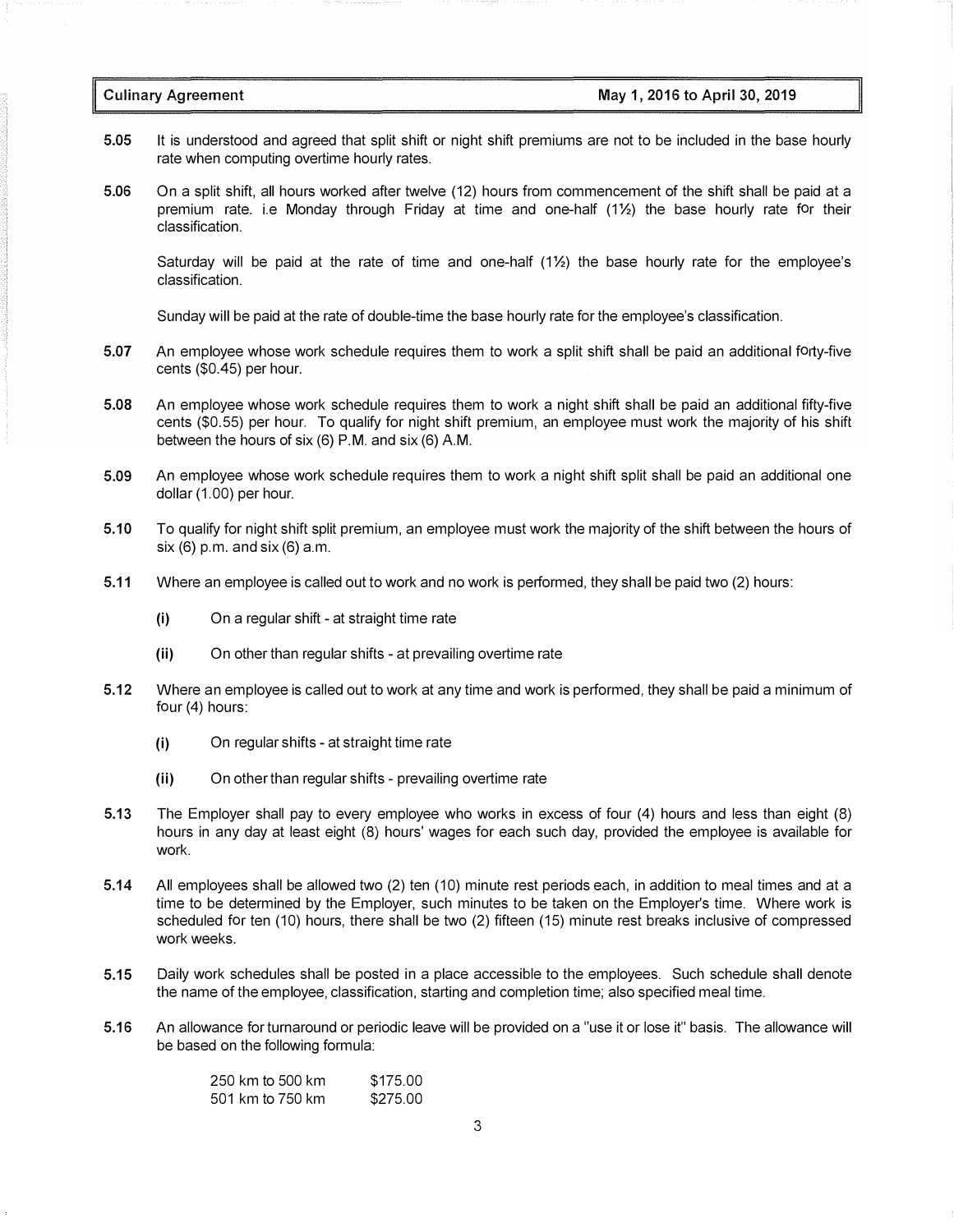**5.05** It is understood and agreed that split shift or night shift premiums are not to be included in the base hourly rate when computing overtime hourly rates.

**5.06** On a split shift, all hours worked after twelve (12) hours from commencement of the shift shall be paid at a premium rate. i.e Monday through Friday at time and one-half (1½) the base hourly rate for their classification.

Saturday will be paid at the rate of time and one-half (1½) the base hourly rate for the employee's classification.

Sunday will be paid at the rate of double-time the base hourly rate for the employee's classification.

**5.07** An employee whose work schedule requires them to work a split shift shall be paid an additional forty-five cents ($0.45) per hour.

**5.08** An employee whose work schedule requires them to work a night shift shall be paid an additional fifty-five cents ($0.55) per hour. To qualify for night shift premium, an employee must work the majority of his shift between the hours of six (6) P.M. and six (6) A.M.

**5.09** An employee whose work schedule requires them to work a night shift split shall be paid an additional one dollar (1.00) per hour.

**5.10** To qualify for night shift split premium, an employee must work the majority of the shift between the hours of six (6) p.m. and six (6) a.m.

**5.11** Where an employee is called out to work and no work is performed, they shall be paid two (2) hours:

- **(i)** On a regular shift - at straight time rate
- **(ii)** On other than regular shifts - at prevailing overtime rate

**5.12** Where an employee is called out to work at any time and work is performed, they shall be paid a minimum of four (4) hours:

- **(i)** On regular shifts - at straight time rate
- **(ii)** On other than regular shifts - prevailing overtime rate

**5.13** The Employer shall pay to every employee who works in excess of four (4) hours and less than eight (8) hours in any day at least eight (8) hours' wages for each such day, provided the employee is available for work.

**5.14** All employees shall be allowed two (2) ten (10) minute rest periods each, in addition to meal times and at a time to be determined by the Employer, such minutes to be taken on the Employer's time. Where work is scheduled for ten (10) hours, there shall be two (2) fifteen (15) minute rest breaks inclusive of compressed work weeks.

**5.15** Daily work schedules shall be posted in a place accessible to the employees. Such schedule shall denote the name of the employee, classification, starting and completion time; also specified meal time.

**5.16** An allowance for turnaround or periodic leave will be provided on a "use it or lose it" basis. The allowance will be based on the following formula:

| | |
|---|---|
| 250 km to 500 km | $175.00 |
| 501 km to 750 km | $275.00 |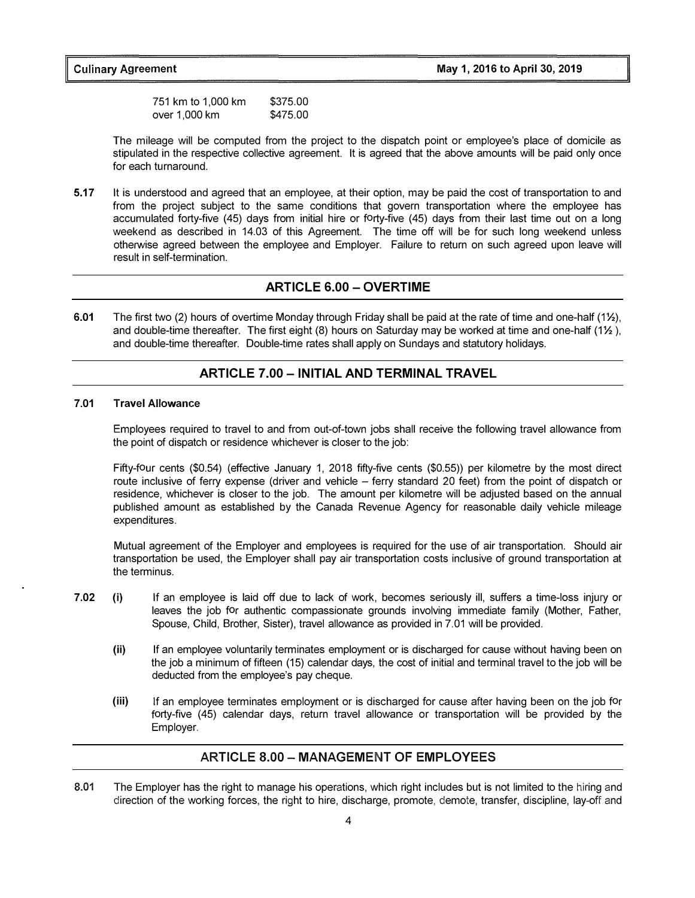| | |
|---|---|
| 751 km to 1,000 km | \$375.00 |
| over 1,000 km | \$475.00 |

The mileage will be computed from the project to the dispatch point or employee's place of domicile as stipulated in the respective collective agreement. It is agreed that the above amounts will be paid only once for each turnaround.

**5.17** It is understood and agreed that an employee, at their option, may be paid the cost of transportation to and from the project subject to the same conditions that govern transportation where the employee has accumulated forty-five (45) days from initial hire or forty-five (45) days from their last time out on a long weekend as described in 14.03 of this Agreement. The time off will be for such long weekend unless otherwise agreed between the employee and Employer. Failure to return on such agreed upon leave will result in self-termination.

## ARTICLE 6.00 – OVERTIME

**6.01** The first two (2) hours of overtime Monday through Friday shall be paid at the rate of time and one-half (1½), and double-time thereafter. The first eight (8) hours on Saturday may be worked at time and one-half (1½ ), and double-time thereafter. Double-time rates shall apply on Sundays and statutory holidays.

## ARTICLE 7.00 – INITIAL AND TERMINAL TRAVEL

**7.01 Travel Allowance**

Employees required to travel to and from out-of-town jobs shall receive the following travel allowance from the point of dispatch or residence whichever is closer to the job:

Fifty-four cents (\$0.54) (effective January 1, 2018 fifty-five cents (\$0.55)) per kilometre by the most direct route inclusive of ferry expense (driver and vehicle – ferry standard 20 feet) from the point of dispatch or residence, whichever is closer to the job. The amount per kilometre will be adjusted based on the annual published amount as established by the Canada Revenue Agency for reasonable daily vehicle mileage expenditures.

Mutual agreement of the Employer and employees is required for the use of air transportation. Should air transportation be used, the Employer shall pay air transportation costs inclusive of ground transportation at the terminus.

**7.02** **(i)** If an employee is laid off due to lack of work, becomes seriously ill, suffers a time-loss injury or leaves the job for authentic compassionate grounds involving immediate family (Mother, Father, Spouse, Child, Brother, Sister), travel allowance as provided in 7.01 will be provided.

**(ii)** If an employee voluntarily terminates employment or is discharged for cause without having been on the job a minimum of fifteen (15) calendar days, the cost of initial and terminal travel to the job will be deducted from the employee's pay cheque.

**(iii)** If an employee terminates employment or is discharged for cause after having been on the job for forty-five (45) calendar days, return travel allowance or transportation will be provided by the Employer.

## ARTICLE 8.00 – MANAGEMENT OF EMPLOYEES

**8.01** The Employer has the right to manage his operations, which right includes but is not limited to the hiring and direction of the working forces, the right to hire, discharge, promote, demote, transfer, discipline, lay-off and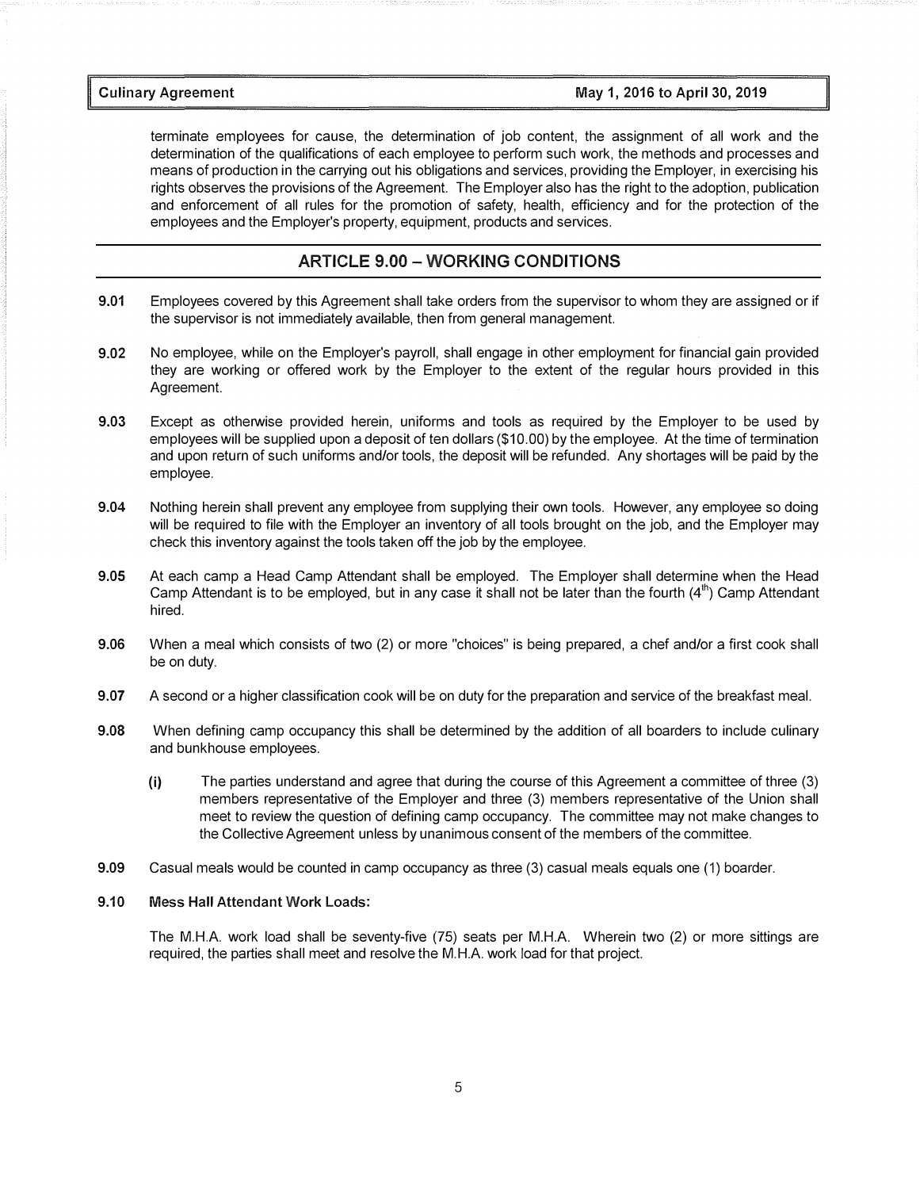terminate employees for cause, the determination of job content, the assignment of all work and the determination of the qualifications of each employee to perform such work, the methods and processes and means of production in the carrying out his obligations and services, providing the Employer, in exercising his rights observes the provisions of the Agreement. The Employer also has the right to the adoption, publication and enforcement of all rules for the promotion of safety, health, efficiency and for the protection of the employees and the Employer's property, equipment, products and services.

## ARTICLE 9.00 – WORKING CONDITIONS

**9.01** Employees covered by this Agreement shall take orders from the supervisor to whom they are assigned or if the supervisor is not immediately available, then from general management.

**9.02** No employee, while on the Employer's payroll, shall engage in other employment for financial gain provided they are working or offered work by the Employer to the extent of the regular hours provided in this Agreement.

**9.03** Except as otherwise provided herein, uniforms and tools as required by the Employer to be used by employees will be supplied upon a deposit of ten dollars ($10.00) by the employee. At the time of termination and upon return of such uniforms and/or tools, the deposit will be refunded. Any shortages will be paid by the employee.

**9.04** Nothing herein shall prevent any employee from supplying their own tools. However, any employee so doing will be required to file with the Employer an inventory of all tools brought on the job, and the Employer may check this inventory against the tools taken off the job by the employee.

**9.05** At each camp a Head Camp Attendant shall be employed. The Employer shall determine when the Head Camp Attendant is to be employed, but in any case it shall not be later than the fourth (4th) Camp Attendant hired.

**9.06** When a meal which consists of two (2) or more "choices" is being prepared, a chef and/or a first cook shall be on duty.

**9.07** A second or a higher classification cook will be on duty for the preparation and service of the breakfast meal.

**9.08** When defining camp occupancy this shall be determined by the addition of all boarders to include culinary and bunkhouse employees.

**(i)** The parties understand and agree that during the course of this Agreement a committee of three (3) members representative of the Employer and three (3) members representative of the Union shall meet to review the question of defining camp occupancy. The committee may not make changes to the Collective Agreement unless by unanimous consent of the members of the committee.

**9.09** Casual meals would be counted in camp occupancy as three (3) casual meals equals one (1) boarder.

**9.10 Mess Hall Attendant Work Loads:**

The M.H.A. work load shall be seventy-five (75) seats per M.H.A. Wherein two (2) or more sittings are required, the parties shall meet and resolve the M.H.A. work load for that project.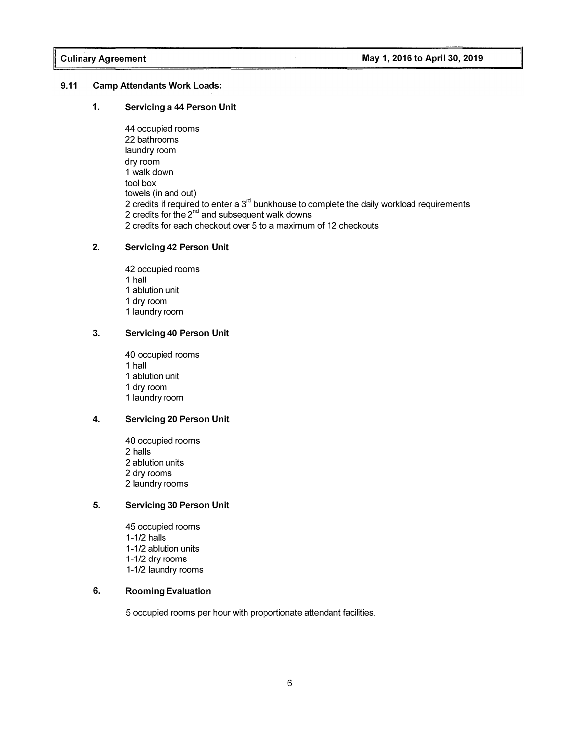### 9.11 Camp Attendants Work Loads:

#### 1. Servicing a 44 Person Unit

44 occupied rooms
22 bathrooms
laundry room
dry room
1 walk down
tool box
towels (in and out)
2 credits if required to enter a 3rd bunkhouse to complete the daily workload requirements
2 credits for the 2nd and subsequent walk downs
2 credits for each checkout over 5 to a maximum of 12 checkouts

#### 2. Servicing 42 Person Unit

42 occupied rooms
1 hall
1 ablution unit
1 dry room
1 laundry room

#### 3. Servicing 40 Person Unit

40 occupied rooms
1 hall
1 ablution unit
1 dry room
1 laundry room

#### 4. Servicing 20 Person Unit

40 occupied rooms
2 halls
2 ablution units
2 dry rooms
2 laundry rooms

#### 5. Servicing 30 Person Unit

45 occupied rooms
1-1/2 halls
1-1/2 ablution units
1-1/2 dry rooms
1-1/2 laundry rooms

#### 6. Rooming Evaluation

5 occupied rooms per hour with proportionate attendant facilities.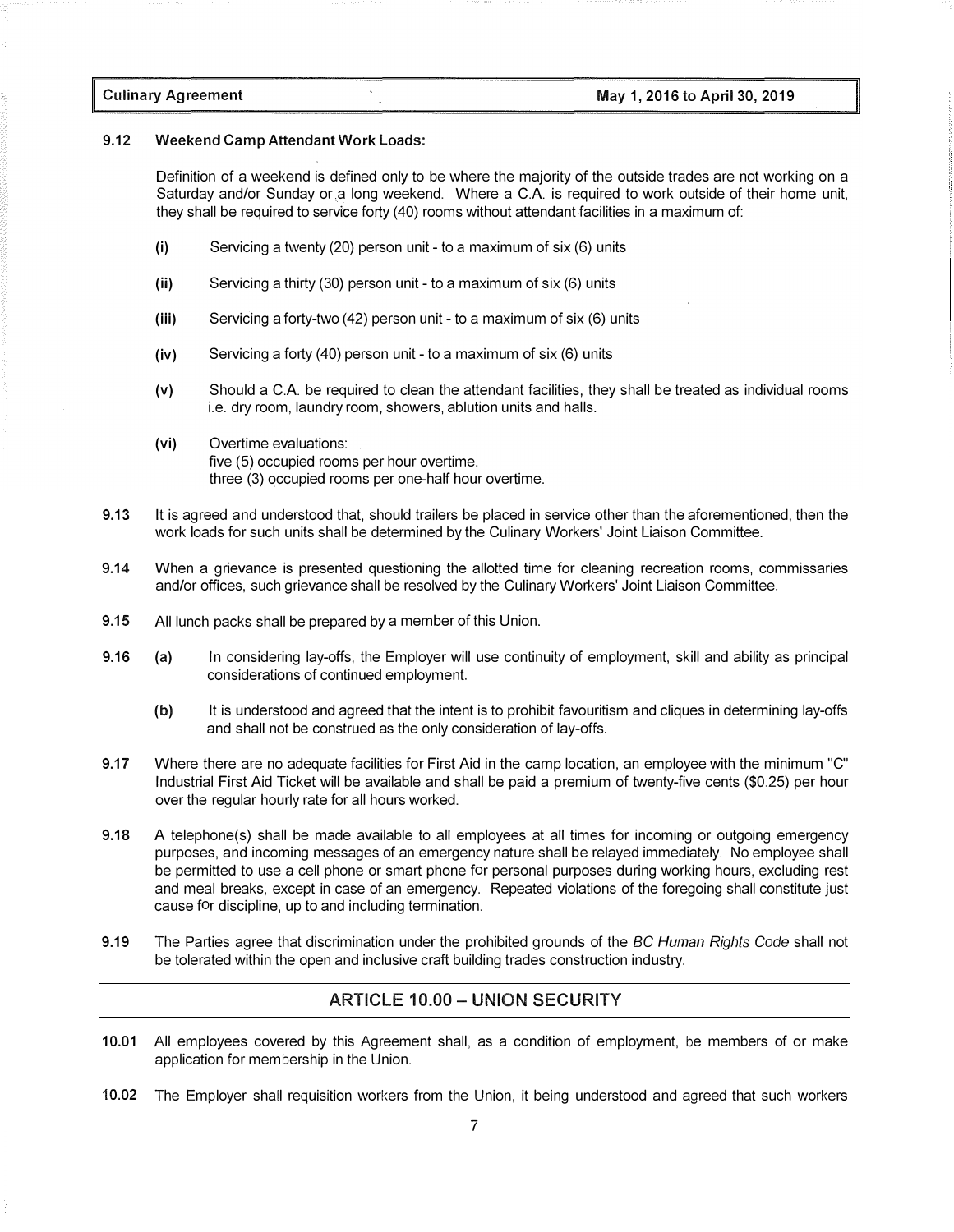**9.12 Weekend Camp Attendant Work Loads:**

Definition of a weekend is defined only to be where the majority of the outside trades are not working on a Saturday and/or Sunday or a long weekend. Where a C.A. is required to work outside of their home unit, they shall be required to service forty (40) rooms without attendant facilities in a maximum of:

- **(i)** Servicing a twenty (20) person unit - to a maximum of six (6) units
- **(ii)** Servicing a thirty (30) person unit - to a maximum of six (6) units
- **(iii)** Servicing a forty-two (42) person unit - to a maximum of six (6) units
- **(iv)** Servicing a forty (40) person unit - to a maximum of six (6) units
- **(v)** Should a C.A. be required to clean the attendant facilities, they shall be treated as individual rooms i.e. dry room, laundry room, showers, ablution units and halls.
- **(vi)** Overtime evaluations:
  five (5) occupied rooms per hour overtime.
  three (3) occupied rooms per one-half hour overtime.

**9.13** It is agreed and understood that, should trailers be placed in service other than the aforementioned, then the work loads for such units shall be determined by the Culinary Workers' Joint Liaison Committee.

**9.14** When a grievance is presented questioning the allotted time for cleaning recreation rooms, commissaries and/or offices, such grievance shall be resolved by the Culinary Workers' Joint Liaison Committee.

**9.15** All lunch packs shall be prepared by a member of this Union.

**9.16** **(a)** In considering lay-offs, the Employer will use continuity of employment, skill and ability as principal considerations of continued employment.

**(b)** It is understood and agreed that the intent is to prohibit favouritism and cliques in determining lay-offs and shall not be construed as the only consideration of lay-offs.

**9.17** Where there are no adequate facilities for First Aid in the camp location, an employee with the minimum "C" Industrial First Aid Ticket will be available and shall be paid a premium of twenty-five cents ($0.25) per hour over the regular hourly rate for all hours worked.

**9.18** A telephone(s) shall be made available to all employees at all times for incoming or outgoing emergency purposes, and incoming messages of an emergency nature shall be relayed immediately. No employee shall be permitted to use a cell phone or smart phone for personal purposes during working hours, excluding rest and meal breaks, except in case of an emergency. Repeated violations of the foregoing shall constitute just cause for discipline, up to and including termination.

**9.19** The Parties agree that discrimination under the prohibited grounds of the *BC Human Rights Code* shall not be tolerated within the open and inclusive craft building trades construction industry.

## ARTICLE 10.00 – UNION SECURITY

**10.01** All employees covered by this Agreement shall, as a condition of employment, be members of or make application for membership in the Union.

**10.02** The Employer shall requisition workers from the Union, it being understood and agreed that such workers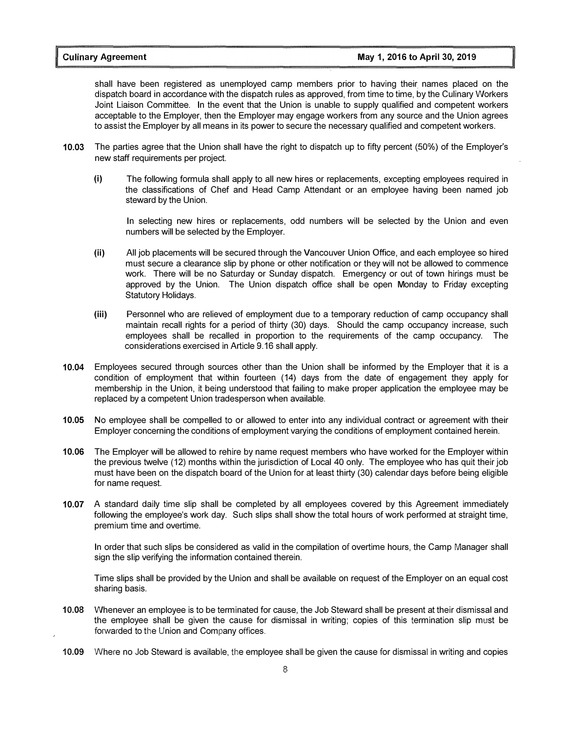shall have been registered as unemployed camp members prior to having their names placed on the dispatch board in accordance with the dispatch rules as approved, from time to time, by the Culinary Workers Joint Liaison Committee. In the event that the Union is unable to supply qualified and competent workers acceptable to the Employer, then the Employer may engage workers from any source and the Union agrees to assist the Employer by all means in its power to secure the necessary qualified and competent workers.

**10.03** The parties agree that the Union shall have the right to dispatch up to fifty percent (50%) of the Employer's new staff requirements per project.

**(i)** The following formula shall apply to all new hires or replacements, excepting employees required in the classifications of Chef and Head Camp Attendant or an employee having been named job steward by the Union.

In selecting new hires or replacements, odd numbers will be selected by the Union and even numbers will be selected by the Employer.

**(ii)** All job placements will be secured through the Vancouver Union Office, and each employee so hired must secure a clearance slip by phone or other notification or they will not be allowed to commence work. There will be no Saturday or Sunday dispatch. Emergency or out of town hirings must be approved by the Union. The Union dispatch office shall be open Monday to Friday excepting Statutory Holidays.

**(iii)** Personnel who are relieved of employment due to a temporary reduction of camp occupancy shall maintain recall rights for a period of thirty (30) days. Should the camp occupancy increase, such employees shall be recalled in proportion to the requirements of the camp occupancy. The considerations exercised in Article 9.16 shall apply.

**10.04** Employees secured through sources other than the Union shall be informed by the Employer that it is a condition of employment that within fourteen (14) days from the date of engagement they apply for membership in the Union, it being understood that failing to make proper application the employee may be replaced by a competent Union tradesperson when available.

**10.05** No employee shall be compelled to or allowed to enter into any individual contract or agreement with their Employer concerning the conditions of employment varying the conditions of employment contained herein.

**10.06** The Employer will be allowed to rehire by name request members who have worked for the Employer within the previous twelve (12) months within the jurisdiction of Local 40 only. The employee who has quit their job must have been on the dispatch board of the Union for at least thirty (30) calendar days before being eligible for name request.

**10.07** A standard daily time slip shall be completed by all employees covered by this Agreement immediately following the employee's work day. Such slips shall show the total hours of work performed at straight time, premium time and overtime.

In order that such slips be considered as valid in the compilation of overtime hours, the Camp Manager shall sign the slip verifying the information contained therein.

Time slips shall be provided by the Union and shall be available on request of the Employer on an equal cost sharing basis.

**10.08** Whenever an employee is to be terminated for cause, the Job Steward shall be present at their dismissal and the employee shall be given the cause for dismissal in writing; copies of this termination slip must be forwarded to the Union and Company offices.

**10.09** Where no Job Steward is available, the employee shall be given the cause for dismissal in writing and copies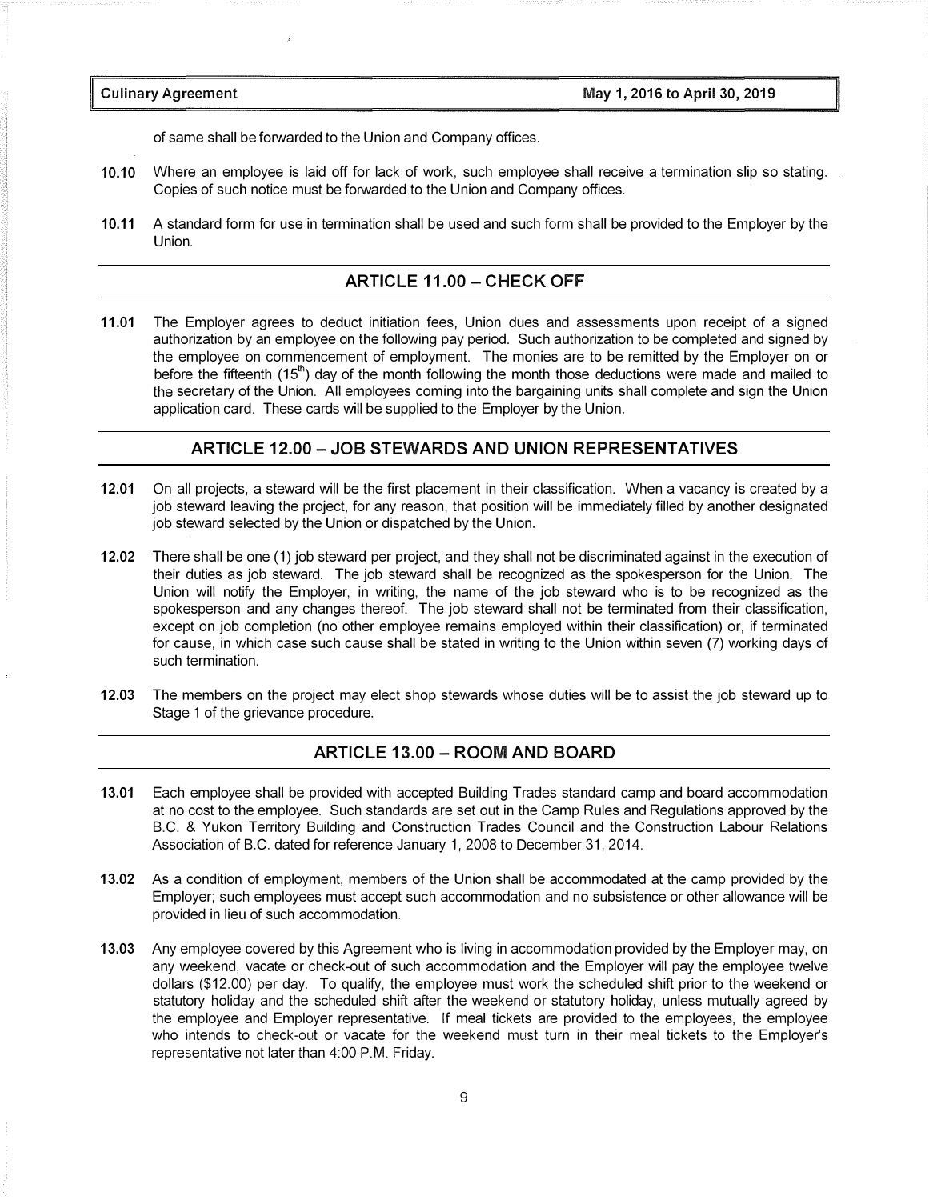of same shall be forwarded to the Union and Company offices.

**10.10** Where an employee is laid off for lack of work, such employee shall receive a termination slip so stating. Copies of such notice must be forwarded to the Union and Company offices.

**10.11** A standard form for use in termination shall be used and such form shall be provided to the Employer by the Union.

## ARTICLE 11.00 – CHECK OFF

**11.01** The Employer agrees to deduct initiation fees, Union dues and assessments upon receipt of a signed authorization by an employee on the following pay period. Such authorization to be completed and signed by the employee on commencement of employment. The monies are to be remitted by the Employer on or before the fifteenth ($15^{th}$) day of the month following the month those deductions were made and mailed to the secretary of the Union. All employees coming into the bargaining units shall complete and sign the Union application card. These cards will be supplied to the Employer by the Union.

## ARTICLE 12.00 – JOB STEWARDS AND UNION REPRESENTATIVES

**12.01** On all projects, a steward will be the first placement in their classification. When a vacancy is created by a job steward leaving the project, for any reason, that position will be immediately filled by another designated job steward selected by the Union or dispatched by the Union.

**12.02** There shall be one (1) job steward per project, and they shall not be discriminated against in the execution of their duties as job steward. The job steward shall be recognized as the spokesperson for the Union. The Union will notify the Employer, in writing, the name of the job steward who is to be recognized as the spokesperson and any changes thereof. The job steward shall not be terminated from their classification, except on job completion (no other employee remains employed within their classification) or, if terminated for cause, in which case such cause shall be stated in writing to the Union within seven (7) working days of such termination.

**12.03** The members on the project may elect shop stewards whose duties will be to assist the job steward up to Stage 1 of the grievance procedure.

## ARTICLE 13.00 – ROOM AND BOARD

**13.01** Each employee shall be provided with accepted Building Trades standard camp and board accommodation at no cost to the employee. Such standards are set out in the Camp Rules and Regulations approved by the B.C. & Yukon Territory Building and Construction Trades Council and the Construction Labour Relations Association of B.C. dated for reference January 1, 2008 to December 31, 2014.

**13.02** As a condition of employment, members of the Union shall be accommodated at the camp provided by the Employer; such employees must accept such accommodation and no subsistence or other allowance will be provided in lieu of such accommodation.

**13.03** Any employee covered by this Agreement who is living in accommodation provided by the Employer may, on any weekend, vacate or check-out of such accommodation and the Employer will pay the employee twelve dollars ($12.00) per day. To qualify, the employee must work the scheduled shift prior to the weekend or statutory holiday and the scheduled shift after the weekend or statutory holiday, unless mutually agreed by the employee and Employer representative. If meal tickets are provided to the employees, the employee who intends to check-out or vacate for the weekend must turn in their meal tickets to the Employer's representative not later than 4:00 P.M. Friday.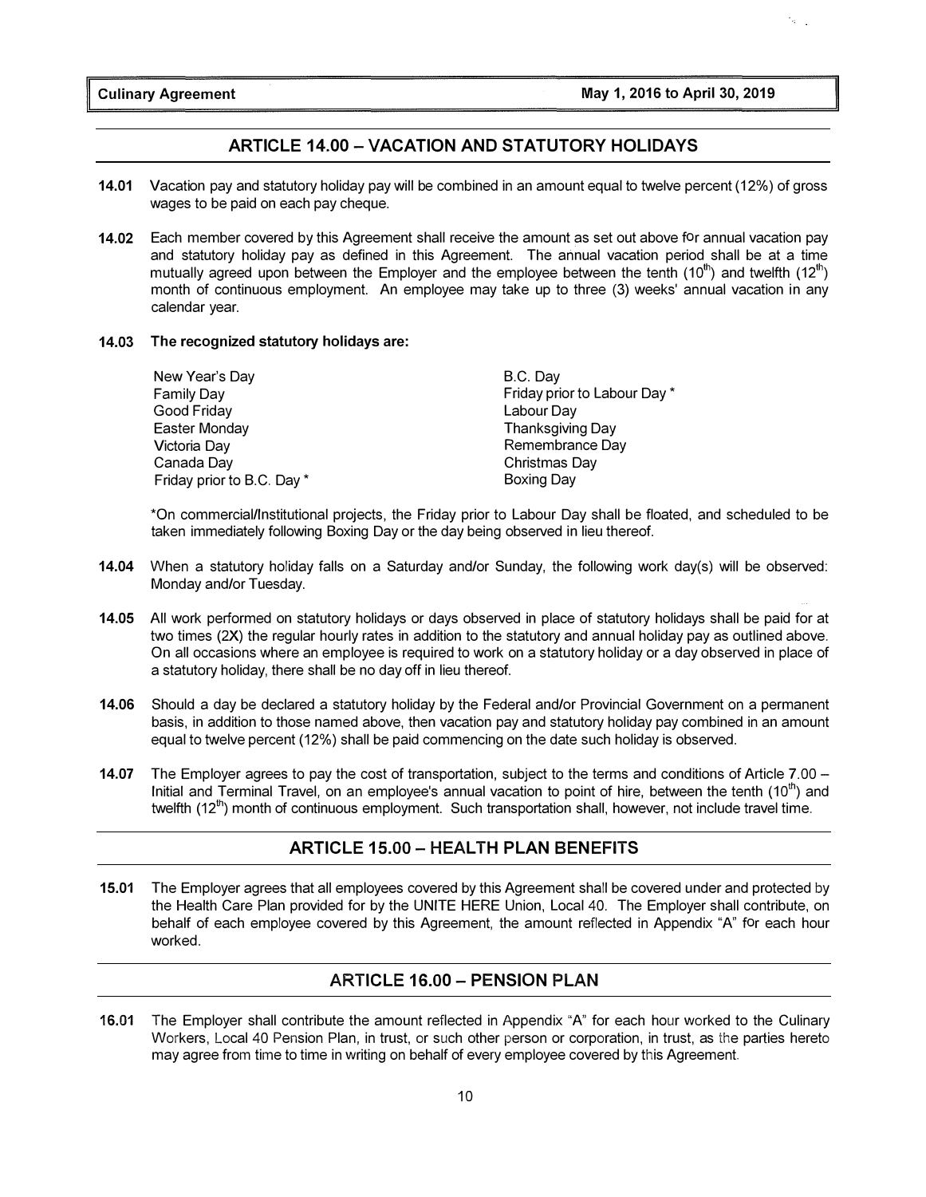## ARTICLE 14.00 – VACATION AND STATUTORY HOLIDAYS

**14.01** Vacation pay and statutory holiday pay will be combined in an amount equal to twelve percent (12%) of gross wages to be paid on each pay cheque.

**14.02** Each member covered by this Agreement shall receive the amount as set out above for annual vacation pay and statutory holiday pay as defined in this Agreement. The annual vacation period shall be at a time mutually agreed upon between the Employer and the employee between the tenth (10th) and twelfth (12th) month of continuous employment. An employee may take up to three (3) weeks' annual vacation in any calendar year.

**14.03 The recognized statutory holidays are:**

New Year's Day
Family Day
Good Friday
Easter Monday
Victoria Day
Canada Day
Friday prior to B.C. Day *
B.C. Day
Friday prior to Labour Day *
Labour Day
Thanksgiving Day
Remembrance Day
Christmas Day
Boxing Day

*On commercial/Institutional projects, the Friday prior to Labour Day shall be floated, and scheduled to be taken immediately following Boxing Day or the day being observed in lieu thereof.

**14.04** When a statutory holiday falls on a Saturday and/or Sunday, the following work day(s) will be observed: Monday and/or Tuesday.

**14.05** All work performed on statutory holidays or days observed in place of statutory holidays shall be paid for at two times (2X) the regular hourly rates in addition to the statutory and annual holiday pay as outlined above. On all occasions where an employee is required to work on a statutory holiday or a day observed in place of a statutory holiday, there shall be no day off in lieu thereof.

**14.06** Should a day be declared a statutory holiday by the Federal and/or Provincial Government on a permanent basis, in addition to those named above, then vacation pay and statutory holiday pay combined in an amount equal to twelve percent (12%) shall be paid commencing on the date such holiday is observed.

**14.07** The Employer agrees to pay the cost of transportation, subject to the terms and conditions of Article 7.00 – Initial and Terminal Travel, on an employee's annual vacation to point of hire, between the tenth (10th) and twelfth (12th) month of continuous employment. Such transportation shall, however, not include travel time.

## ARTICLE 15.00 – HEALTH PLAN BENEFITS

**15.01** The Employer agrees that all employees covered by this Agreement shall be covered under and protected by the Health Care Plan provided for by the UNITE HERE Union, Local 40. The Employer shall contribute, on behalf of each employee covered by this Agreement, the amount reflected in Appendix "A" for each hour worked.

## ARTICLE 16.00 – PENSION PLAN

**16.01** The Employer shall contribute the amount reflected in Appendix "A" for each hour worked to the Culinary Workers, Local 40 Pension Plan, in trust, or such other person or corporation, in trust, as the parties hereto may agree from time to time in writing on behalf of every employee covered by this Agreement.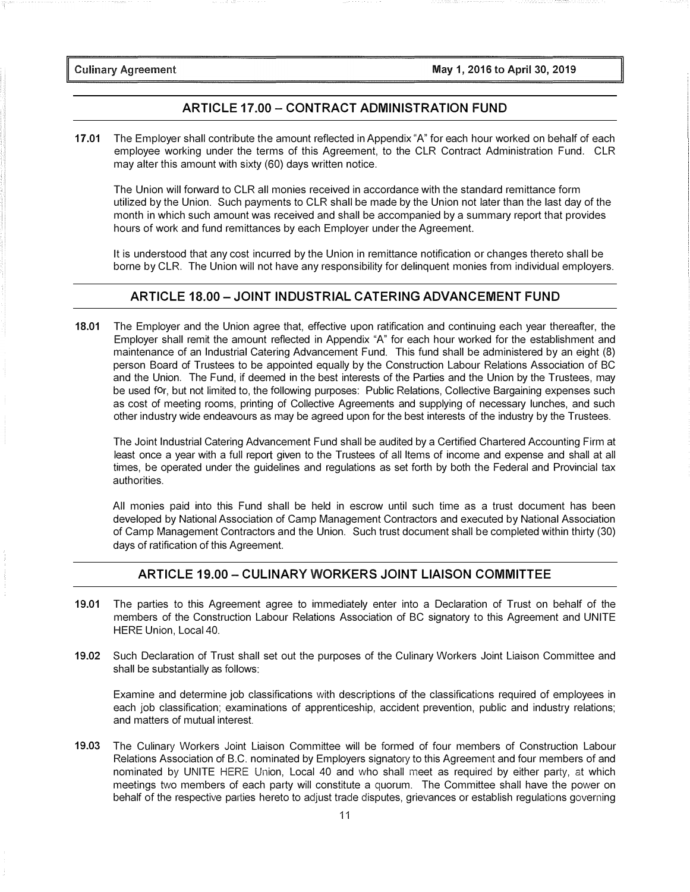## ARTICLE 17.00 – CONTRACT ADMINISTRATION FUND

**17.01** The Employer shall contribute the amount reflected in Appendix "A" for each hour worked on behalf of each employee working under the terms of this Agreement, to the CLR Contract Administration Fund. CLR may alter this amount with sixty (60) days written notice.

The Union will forward to CLR all monies received in accordance with the standard remittance form utilized by the Union. Such payments to CLR shall be made by the Union not later than the last day of the month in which such amount was received and shall be accompanied by a summary report that provides hours of work and fund remittances by each Employer under the Agreement.

It is understood that any cost incurred by the Union in remittance notification or changes thereto shall be borne by CLR. The Union will not have any responsibility for delinquent monies from individual employers.

## ARTICLE 18.00 – JOINT INDUSTRIAL CATERING ADVANCEMENT FUND

**18.01** The Employer and the Union agree that, effective upon ratification and continuing each year thereafter, the Employer shall remit the amount reflected in Appendix "A" for each hour worked for the establishment and maintenance of an Industrial Catering Advancement Fund. This fund shall be administered by an eight (8) person Board of Trustees to be appointed equally by the Construction Labour Relations Association of BC and the Union. The Fund, if deemed in the best interests of the Parties and the Union by the Trustees, may be used for, but not limited to, the following purposes: Public Relations, Collective Bargaining expenses such as cost of meeting rooms, printing of Collective Agreements and supplying of necessary lunches, and such other industry wide endeavours as may be agreed upon for the best interests of the industry by the Trustees.

The Joint Industrial Catering Advancement Fund shall be audited by a Certified Chartered Accounting Firm at least once a year with a full report given to the Trustees of all Items of income and expense and shall at all times, be operated under the guidelines and regulations as set forth by both the Federal and Provincial tax authorities.

All monies paid into this Fund shall be held in escrow until such time as a trust document has been developed by National Association of Camp Management Contractors and executed by National Association of Camp Management Contractors and the Union. Such trust document shall be completed within thirty (30) days of ratification of this Agreement.

## ARTICLE 19.00 – CULINARY WORKERS JOINT LIAISON COMMITTEE

**19.01** The parties to this Agreement agree to immediately enter into a Declaration of Trust on behalf of the members of the Construction Labour Relations Association of BC signatory to this Agreement and UNITE HERE Union, Local 40.

**19.02** Such Declaration of Trust shall set out the purposes of the Culinary Workers Joint Liaison Committee and shall be substantially as follows:

Examine and determine job classifications with descriptions of the classifications required of employees in each job classification; examinations of apprenticeship, accident prevention, public and industry relations; and matters of mutual interest.

**19.03** The Culinary Workers Joint Liaison Committee will be formed of four members of Construction Labour Relations Association of B.C. nominated by Employers signatory to this Agreement and four members of and nominated by UNITE HERE Union, Local 40 and who shall meet as required by either party, at which meetings two members of each party will constitute a quorum. The Committee shall have the power on behalf of the respective parties hereto to adjust trade disputes, grievances or establish regulations governing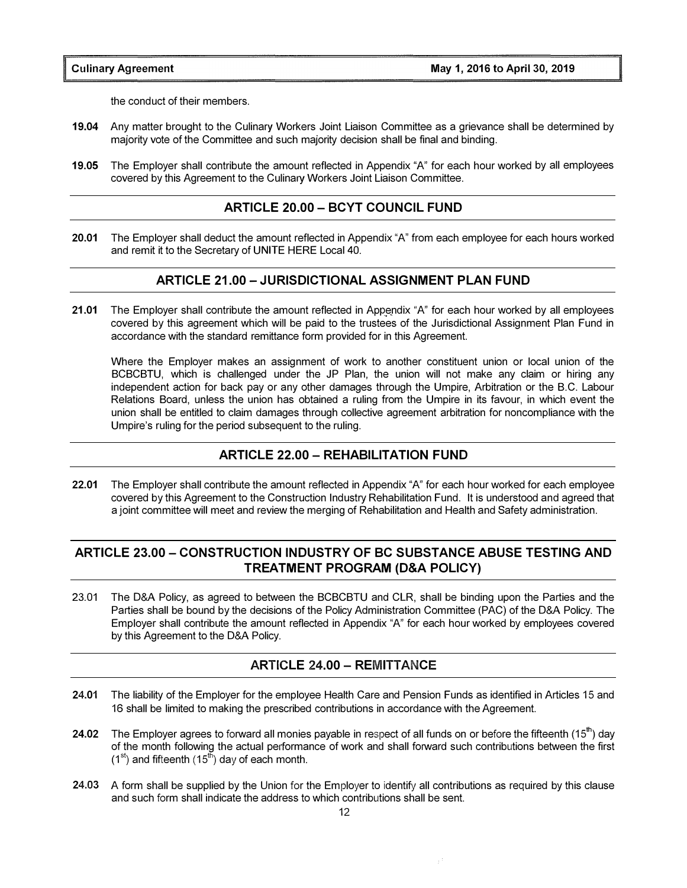the conduct of their members.

**19.04** Any matter brought to the Culinary Workers Joint Liaison Committee as a grievance shall be determined by majority vote of the Committee and such majority decision shall be final and binding.

**19.05** The Employer shall contribute the amount reflected in Appendix "A" for each hour worked by all employees covered by this Agreement to the Culinary Workers Joint Liaison Committee.

## ARTICLE 20.00 – BCYT COUNCIL FUND

**20.01** The Employer shall deduct the amount reflected in Appendix "A" from each employee for each hours worked and remit it to the Secretary of UNITE HERE Local 40.

## ARTICLE 21.00 – JURISDICTIONAL ASSIGNMENT PLAN FUND

**21.01** The Employer shall contribute the amount reflected in Appendix "A" for each hour worked by all employees covered by this agreement which will be paid to the trustees of the Jurisdictional Assignment Plan Fund in accordance with the standard remittance form provided for in this Agreement.

Where the Employer makes an assignment of work to another constituent union or local union of the BCBCBTU, which is challenged under the JP Plan, the union will not make any claim or hiring any independent action for back pay or any other damages through the Umpire, Arbitration or the B.C. Labour Relations Board, unless the union has obtained a ruling from the Umpire in its favour, in which event the union shall be entitled to claim damages through collective agreement arbitration for noncompliance with the Umpire's ruling for the period subsequent to the ruling.

## ARTICLE 22.00 – REHABILITATION FUND

**22.01** The Employer shall contribute the amount reflected in Appendix "A" for each hour worked for each employee covered by this Agreement to the Construction Industry Rehabilitation Fund. It is understood and agreed that a joint committee will meet and review the merging of Rehabilitation and Health and Safety administration.

## ARTICLE 23.00 – CONSTRUCTION INDUSTRY OF BC SUBSTANCE ABUSE TESTING AND TREATMENT PROGRAM (D&A POLICY)

23.01 The D&A Policy, as agreed to between the BCBCBTU and CLR, shall be binding upon the Parties and the Parties shall be bound by the decisions of the Policy Administration Committee (PAC) of the D&A Policy. The Employer shall contribute the amount reflected in Appendix "A" for each hour worked by employees covered by this Agreement to the D&A Policy.

## ARTICLE 24.00 – REMITTANCE

**24.01** The liability of the Employer for the employee Health Care and Pension Funds as identified in Articles 15 and 16 shall be limited to making the prescribed contributions in accordance with the Agreement.

**24.02** The Employer agrees to forward all monies payable in respect of all funds on or before the fifteenth (15th) day of the month following the actual performance of work and shall forward such contributions between the first (1st) and fifteenth (15th) day of each month.

**24.03** A form shall be supplied by the Union for the Employer to identify all contributions as required by this clause and such form shall indicate the address to which contributions shall be sent.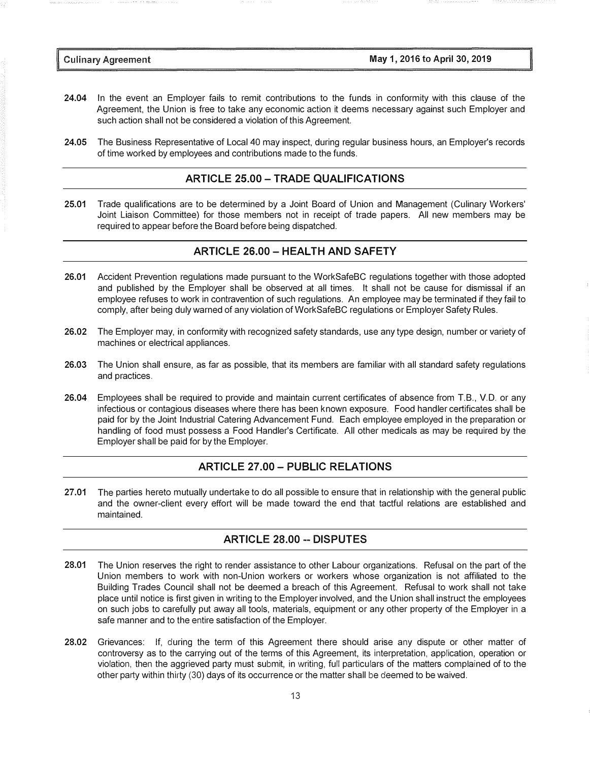**24.04** In the event an Employer fails to remit contributions to the funds in conformity with this clause of the Agreement, the Union is free to take any economic action it deems necessary against such Employer and such action shall not be considered a violation of this Agreement.

**24.05** The Business Representative of Local 40 may inspect, during regular business hours, an Employer's records of time worked by employees and contributions made to the funds.

## ARTICLE 25.00 – TRADE QUALIFICATIONS

**25.01** Trade qualifications are to be determined by a Joint Board of Union and Management (Culinary Workers' Joint Liaison Committee) for those members not in receipt of trade papers. All new members may be required to appear before the Board before being dispatched.

## ARTICLE 26.00 – HEALTH AND SAFETY

**26.01** Accident Prevention regulations made pursuant to the WorkSafeBC regulations together with those adopted and published by the Employer shall be observed at all times. It shall not be cause for dismissal if an employee refuses to work in contravention of such regulations. An employee may be terminated if they fail to comply, after being duly warned of any violation of WorkSafeBC regulations or Employer Safety Rules.

**26.02** The Employer may, in conformity with recognized safety standards, use any type design, number or variety of machines or electrical appliances.

**26.03** The Union shall ensure, as far as possible, that its members are familiar with all standard safety regulations and practices.

**26.04** Employees shall be required to provide and maintain current certificates of absence from T.B., V.D. or any infectious or contagious diseases where there has been known exposure. Food handler certificates shall be paid for by the Joint Industrial Catering Advancement Fund. Each employee employed in the preparation or handling of food must possess a Food Handler's Certificate. All other medicals as may be required by the Employer shall be paid for by the Employer.

## ARTICLE 27.00 – PUBLIC RELATIONS

**27.01** The parties hereto mutually undertake to do all possible to ensure that in relationship with the general public and the owner-client every effort will be made toward the end that tactful relations are established and maintained.

## ARTICLE 28.00 -- DISPUTES

**28.01** The Union reserves the right to render assistance to other Labour organizations. Refusal on the part of the Union members to work with non-Union workers or workers whose organization is not affiliated to the Building Trades Council shall not be deemed a breach of this Agreement. Refusal to work shall not take place until notice is first given in writing to the Employer involved, and the Union shall instruct the employees on such jobs to carefully put away all tools, materials, equipment or any other property of the Employer in a safe manner and to the entire satisfaction of the Employer.

**28.02** Grievances: If, during the term of this Agreement there should arise any dispute or other matter of controversy as to the carrying out of the terms of this Agreement, its interpretation, application, operation or violation, then the aggrieved party must submit, in writing, full particulars of the matters complained of to the other party within thirty (30) days of its occurrence or the matter shall be deemed to be waived.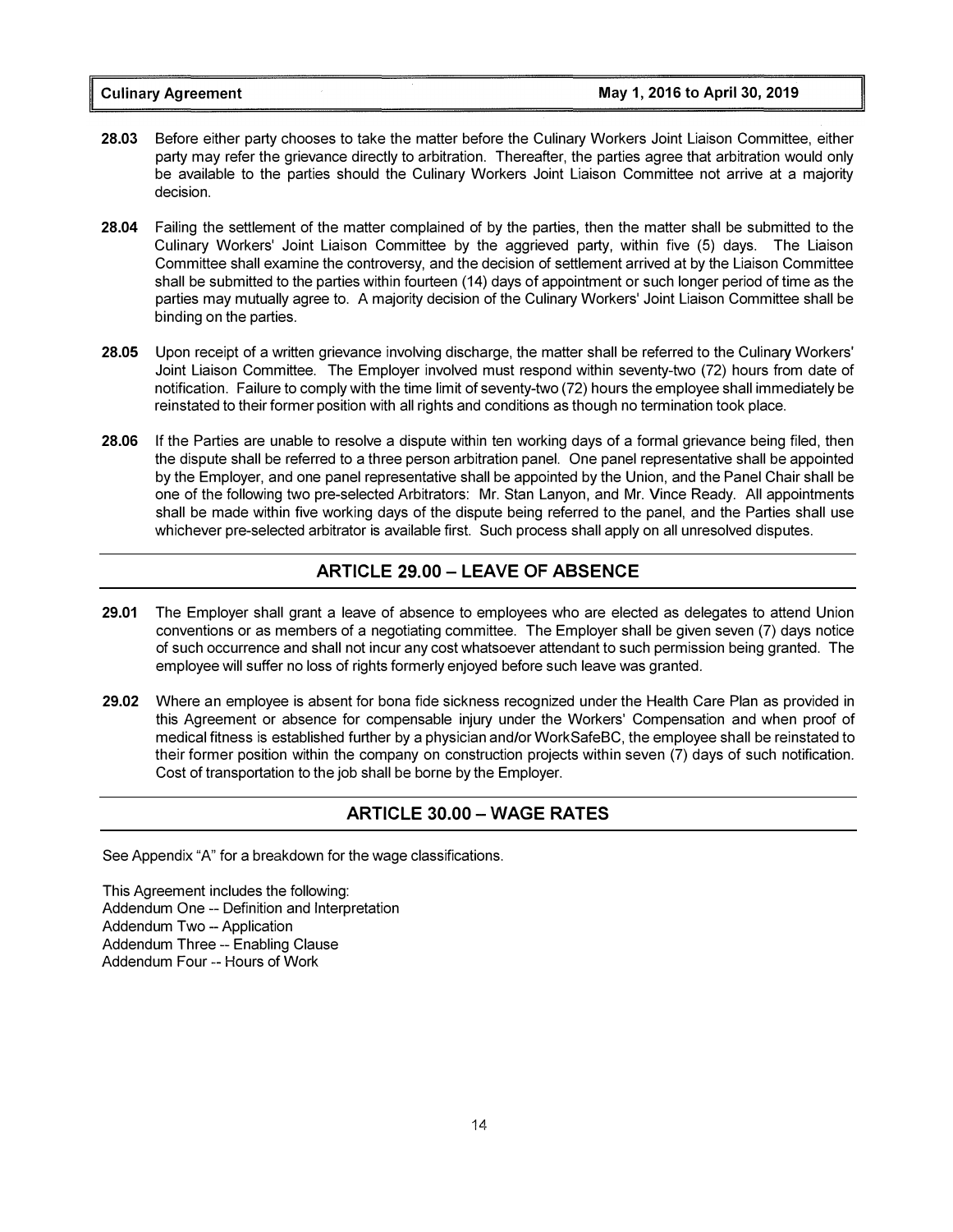**28.03** Before either party chooses to take the matter before the Culinary Workers Joint Liaison Committee, either party may refer the grievance directly to arbitration. Thereafter, the parties agree that arbitration would only be available to the parties should the Culinary Workers Joint Liaison Committee not arrive at a majority decision.

**28.04** Failing the settlement of the matter complained of by the parties, then the matter shall be submitted to the Culinary Workers' Joint Liaison Committee by the aggrieved party, within five (5) days. The Liaison Committee shall examine the controversy, and the decision of settlement arrived at by the Liaison Committee shall be submitted to the parties within fourteen (14) days of appointment or such longer period of time as the parties may mutually agree to. A majority decision of the Culinary Workers' Joint Liaison Committee shall be binding on the parties.

**28.05** Upon receipt of a written grievance involving discharge, the matter shall be referred to the Culinary Workers' Joint Liaison Committee. The Employer involved must respond within seventy-two (72) hours from date of notification. Failure to comply with the time limit of seventy-two (72) hours the employee shall immediately be reinstated to their former position with all rights and conditions as though no termination took place.

**28.06** If the Parties are unable to resolve a dispute within ten working days of a formal grievance being filed, then the dispute shall be referred to a three person arbitration panel. One panel representative shall be appointed by the Employer, and one panel representative shall be appointed by the Union, and the Panel Chair shall be one of the following two pre-selected Arbitrators: Mr. Stan Lanyon, and Mr. Vince Ready. All appointments shall be made within five working days of the dispute being referred to the panel, and the Parties shall use whichever pre-selected arbitrator is available first. Such process shall apply on all unresolved disputes.

## ARTICLE 29.00 – LEAVE OF ABSENCE

**29.01** The Employer shall grant a leave of absence to employees who are elected as delegates to attend Union conventions or as members of a negotiating committee. The Employer shall be given seven (7) days notice of such occurrence and shall not incur any cost whatsoever attendant to such permission being granted. The employee will suffer no loss of rights formerly enjoyed before such leave was granted.

**29.02** Where an employee is absent for bona fide sickness recognized under the Health Care Plan as provided in this Agreement or absence for compensable injury under the Workers' Compensation and when proof of medical fitness is established further by a physician and/or WorkSafeBC, the employee shall be reinstated to their former position within the company on construction projects within seven (7) days of such notification. Cost of transportation to the job shall be borne by the Employer.

## ARTICLE 30.00 – WAGE RATES

See Appendix "A" for a breakdown for the wage classifications.

This Agreement includes the following:
Addendum One -- Definition and Interpretation
Addendum Two -- Application
Addendum Three -- Enabling Clause
Addendum Four -- Hours of Work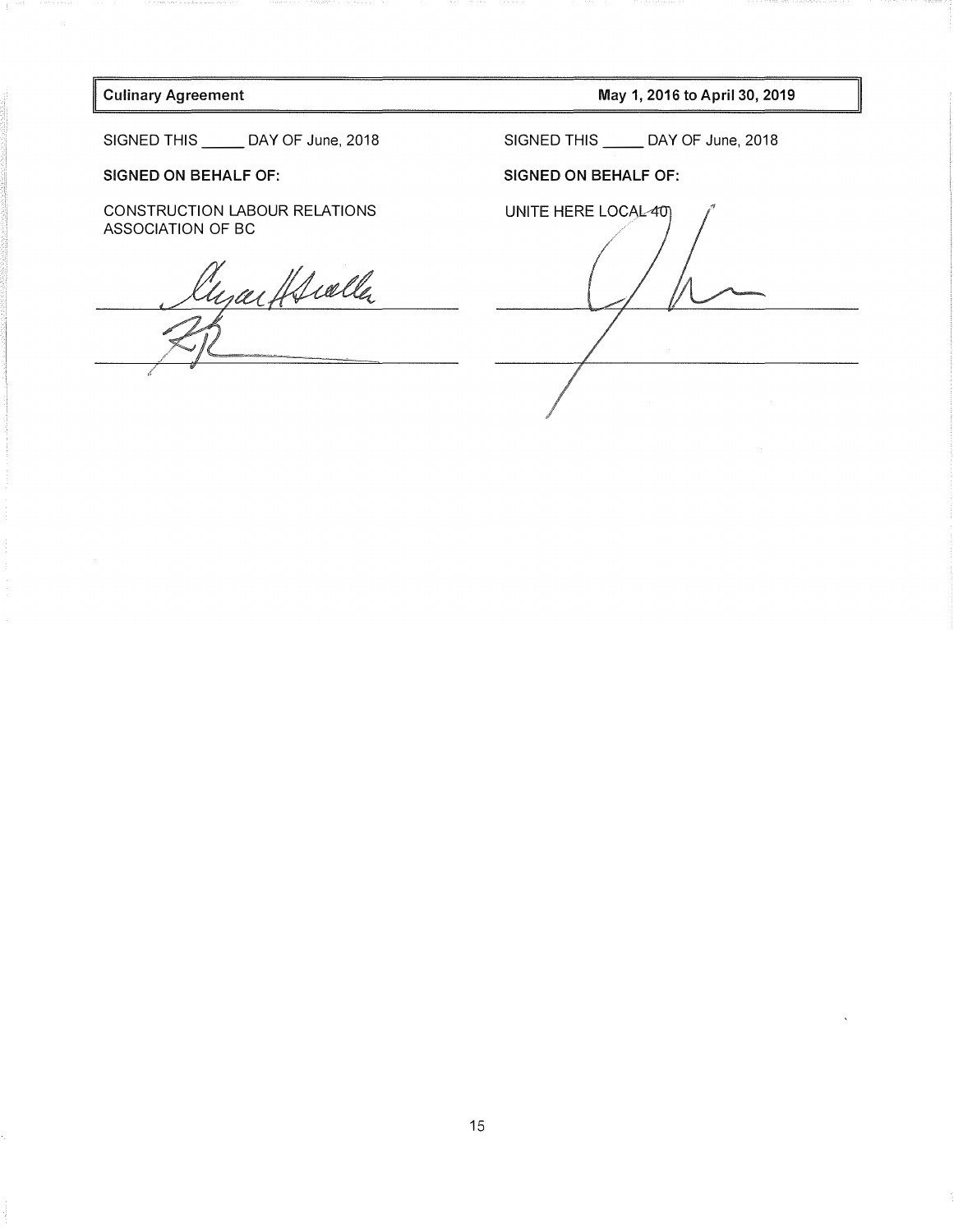SIGNED THIS _____ DAY OF June, 2018

**SIGNED ON BEHALF OF:**

CONSTRUCTION LABOUR RELATIONS ASSOCIATION OF BC

_______________________________

_______________________________

SIGNED THIS _____ DAY OF June, 2018

**SIGNED ON BEHALF OF:**

UNITE HERE LOCAL 40

_______________________________

_______________________________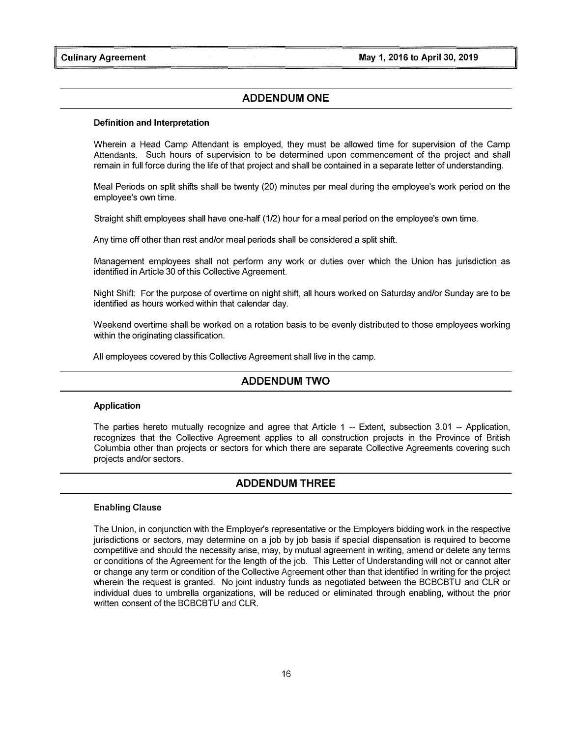## ADDENDUM ONE

### Definition and Interpretation

Wherein a Head Camp Attendant is employed, they must be allowed time for supervision of the Camp Attendants. Such hours of supervision to be determined upon commencement of the project and shall remain in full force during the life of that project and shall be contained in a separate letter of understanding.

Meal Periods on split shifts shall be twenty (20) minutes per meal during the employee's work period on the employee's own time.

Straight shift employees shall have one-half (1/2) hour for a meal period on the employee's own time.

Any time off other than rest and/or meal periods shall be considered a split shift.

Management employees shall not perform any work or duties over which the Union has jurisdiction as identified in Article 30 of this Collective Agreement.

Night Shift: For the purpose of overtime on night shift, all hours worked on Saturday and/or Sunday are to be identified as hours worked within that calendar day.

Weekend overtime shall be worked on a rotation basis to be evenly distributed to those employees working within the originating classification.

All employees covered by this Collective Agreement shall live in the camp.

## ADDENDUM TWO

### Application

The parties hereto mutually recognize and agree that Article 1 -- Extent, subsection 3.01 -- Application, recognizes that the Collective Agreement applies to all construction projects in the Province of British Columbia other than projects or sectors for which there are separate Collective Agreements covering such projects and/or sectors.

## ADDENDUM THREE

### Enabling Clause

The Union, in conjunction with the Employer's representative or the Employers bidding work in the respective jurisdictions or sectors, may determine on a job by job basis if special dispensation is required to become competitive and should the necessity arise, may, by mutual agreement in writing, amend or delete any terms or conditions of the Agreement for the length of the job. This Letter of Understanding will not or cannot alter or change any term or condition of the Collective Agreement other than that identified in writing for the project wherein the request is granted. No joint industry funds as negotiated between the BCBCBTU and CLR or individual dues to umbrella organizations, will be reduced or eliminated through enabling, without the prior written consent of the BCBCBTU and CLR.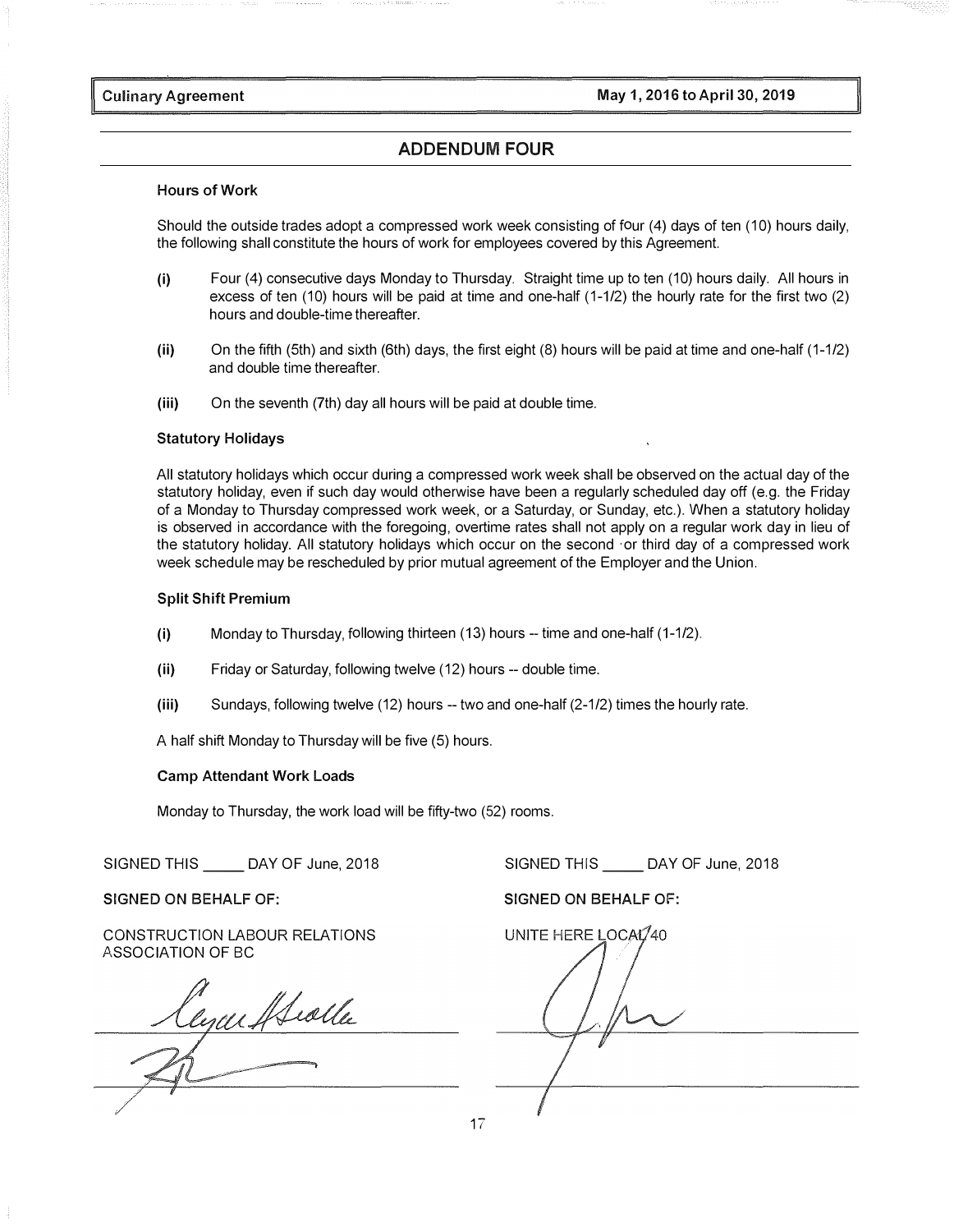## ADDENDUM FOUR

### Hours of Work

Should the outside trades adopt a compressed work week consisting of four (4) days of ten (10) hours daily, the following shall constitute the hours of work for employees covered by this Agreement.

**(i)** Four (4) consecutive days Monday to Thursday. Straight time up to ten (10) hours daily. All hours in excess of ten (10) hours will be paid at time and one-half (1-1/2) the hourly rate for the first two (2) hours and double-time thereafter.

**(ii)** On the fifth (5th) and sixth (6th) days, the first eight (8) hours will be paid at time and one-half (1-1/2) and double time thereafter.

**(iii)** On the seventh (7th) day all hours will be paid at double time.

### Statutory Holidays

All statutory holidays which occur during a compressed work week shall be observed on the actual day of the statutory holiday, even if such day would otherwise have been a regularly scheduled day off (e.g. the Friday of a Monday to Thursday compressed work week, or a Saturday, or Sunday, etc.). When a statutory holiday is observed in accordance with the foregoing, overtime rates shall not apply on a regular work day in lieu of the statutory holiday. All statutory holidays which occur on the second or third day of a compressed work week schedule may be rescheduled by prior mutual agreement of the Employer and the Union.

### Split Shift Premium

**(i)** Monday to Thursday, following thirteen (13) hours -- time and one-half (1-1/2).

**(ii)** Friday or Saturday, following twelve (12) hours -- double time.

**(iii)** Sundays, following twelve (12) hours -- two and one-half (2-1/2) times the hourly rate.

A half shift Monday to Thursday will be five (5) hours.

### Camp Attendant Work Loads

Monday to Thursday, the work load will be fifty-two (52) rooms.

SIGNED THIS _____ DAY OF June, 2018

**SIGNED ON BEHALF OF:**

CONSTRUCTION LABOUR RELATIONS ASSOCIATION OF BC

SIGNED THIS _____ DAY OF June, 2018

**SIGNED ON BEHALF OF:**

UNITE HERE LOCAL 40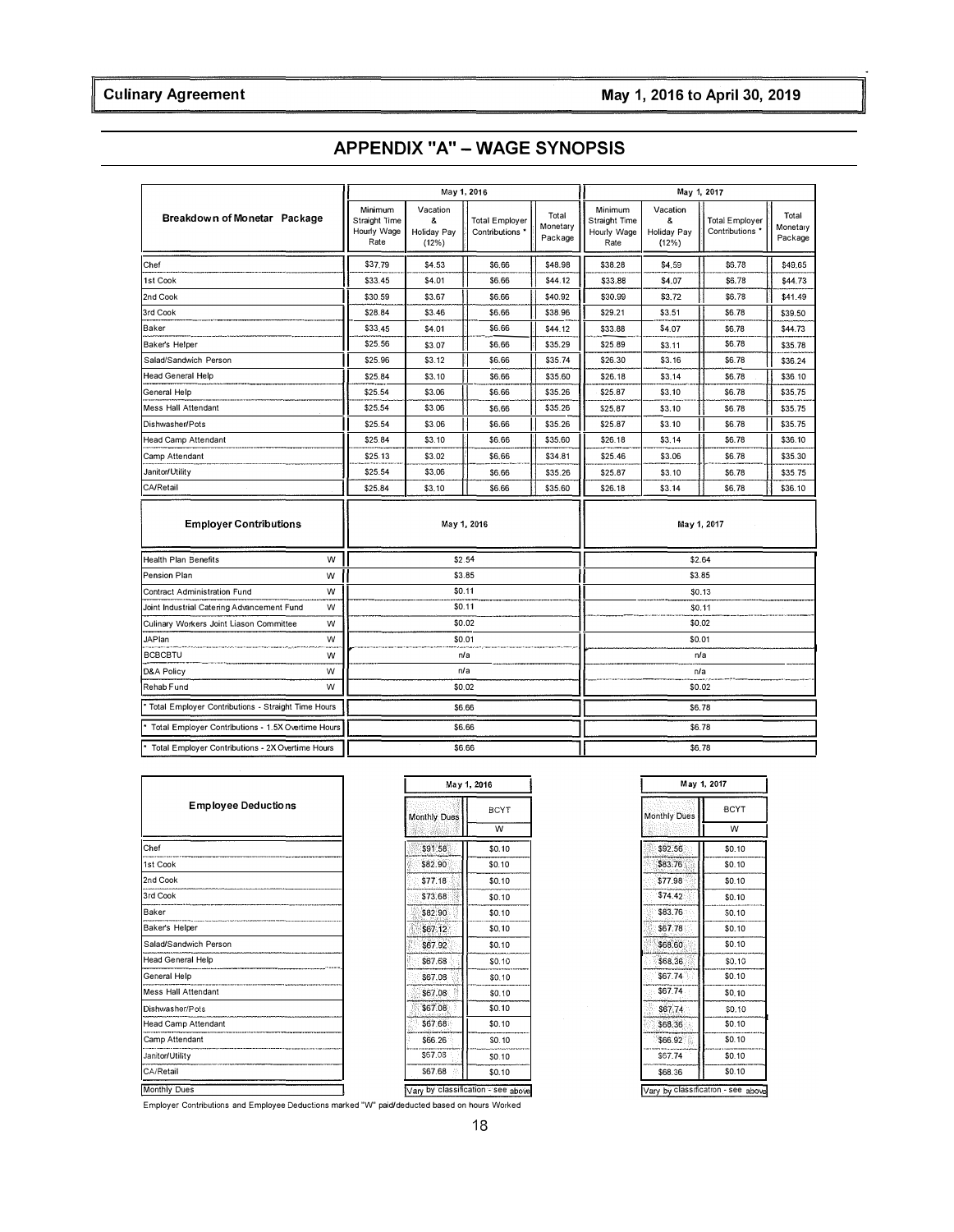## APPENDIX "A" – WAGE SYNOPSIS

| Breakdown of Monetar Package | May 1, 2016 | | | | May 1, 2017 | | | |
|---|---|---|---|---|---|---|---|---|
| | Minimum Straight Time Hourly Wage Rate | Vacation & Holiday Pay (12%) | Total Employer Contributions * | Total Monetary Package | Minimum Straight Time Hourly Wage Rate | Vacation & Holiday Pay (12%) | Total Employer Contributions * | Total Monetary Package |
| Chef | $37.79 | $4.53 | $6.66 | $48.98 | $38.28 | $4.59 | $6.78 | $49.65 |
| 1st Cook | $33.45 | $4.01 | $6.66 | $44.12 | $33.88 | $4.07 | $6.78 | $44.73 |
| 2nd Cook | $30.59 | $3.67 | $6.66 | $40.92 | $30.99 | $3.72 | $6.78 | $41.49 |
| 3rd Cook | $28.84 | $3.46 | $6.66 | $38.96 | $29.21 | $3.51 | $6.78 | $39.50 |
| Baker | $33.45 | $4.01 | $6.66 | $44.12 | $33.88 | $4.07 | $6.78 | $44.73 |
| Baker's Helper | $25.56 | $3.07 | $6.66 | $35.29 | $25.89 | $3.11 | $6.78 | $35.78 |
| Salad/Sandwich Person | $25.96 | $3.12 | $6.66 | $35.74 | $26.30 | $3.16 | $6.78 | $36.24 |
| Head General Help | $25.84 | $3.10 | $6.66 | $35.60 | $26.18 | $3.14 | $6.78 | $36.10 |
| General Help | $25.54 | $3.06 | $6.66 | $35.26 | $25.87 | $3.10 | $6.78 | $35.75 |
| Mess Hall Attendant | $25.54 | $3.06 | $6.66 | $35.26 | $25.87 | $3.10 | $6.78 | $35.75 |
| Dishwasher/Pots | $25.54 | $3.06 | $6.66 | $35.26 | $25.87 | $3.10 | $6.78 | $35.75 |
| Head Camp Attendant | $25.84 | $3.10 | $6.66 | $35.60 | $26.18 | $3.14 | $6.78 | $36.10 |
| Camp Attendant | $25.13 | $3.02 | $6.66 | $34.81 | $25.46 | $3.06 | $6.78 | $35.30 |
| Janitor/Utility | $25.54 | $3.06 | $6.66 | $35.26 | $25.87 | $3.10 | $6.78 | $35.75 |
| CA/Retail | $25.84 | $3.10 | $6.66 | $35.60 | $26.18 | $3.14 | $6.78 | $36.10 |

| Employer Contributions | | May 1, 2016 | May 1, 2017 |
|---|---|---|---|
| Health Plan Benefits | W | $2.54 | $2.64 |
| Pension Plan | W | $3.85 | $3.85 |
| Contract Administration Fund | W | $0.11 | $0.13 |
| Joint Industrial Catering Advancement Fund | W | $0.11 | $0.11 |
| Culinary Workers Joint Liason Committee | W | $0.02 | $0.02 |
| JAPlan | W | $0.01 | $0.01 |
| BCBCBTU | W | n/a | n/a |
| D&A Policy | W | n/a | n/a |
| Rehab Fund | W | $0.02 | $0.02 |
| * Total Employer Contributions - Straight Time Hours | | $6.66 | $6.78 |
| * Total Employer Contributions - 1.5X Overtime Hours | | $6.66 | $6.78 |
| * Total Employer Contributions - 2X Overtime Hours | | $6.66 | $6.78 |

| Employee Deductions | May 1, 2016 | | May 1, 2017 | |
|---|---|---|---|---|
| | Monthly Dues | BCYT W | Monthly Dues | BCYT W |
| Chef | $91.58 | $0.10 | $92.56 | $0.10 |
| 1st Cook | $82.90 | $0.10 | $83.76 | $0.10 |
| 2nd Cook | $77.18 | $0.10 | $77.98 | $0.10 |
| 3rd Cook | $73.68 | $0.10 | $74.42 | $0.10 |
| Baker | $82.90 | $0.10 | $83.76 | $0.10 |
| Baker's Helper | $67.12 | $0.10 | $67.78 | $0.10 |
| Salad/Sandwich Person | $67.92 | $0.10 | $68.60 | $0.10 |
| Head General Help | $67.68 | $0.10 | $68.36 | $0.10 |
| General Help | $67.08 | $0.10 | $67.74 | $0.10 |
| Mess Hall Attendant | $67.08 | $0.10 | $67.74 | $0.10 |
| Dishwasher/Pots | $67.08 | $0.10 | $67.74 | $0.10 |
| Head Camp Attendant | $67.68 | $0.10 | $68.36 | $0.10 |
| Camp Attendant | $66.26 | $0.10 | $66.92 | $0.10 |
| Janitor/Utility | $67.08 | $0.10 | $67.74 | $0.10 |
| CA/Retail | $67.68 | $0.10 | $68.36 | $0.10 |
| Monthly Dues | Vary by classification - see above | | Vary by classification - see above | |

Employer Contributions and Employee Deductions marked "W" paid/deducted based on hours Worked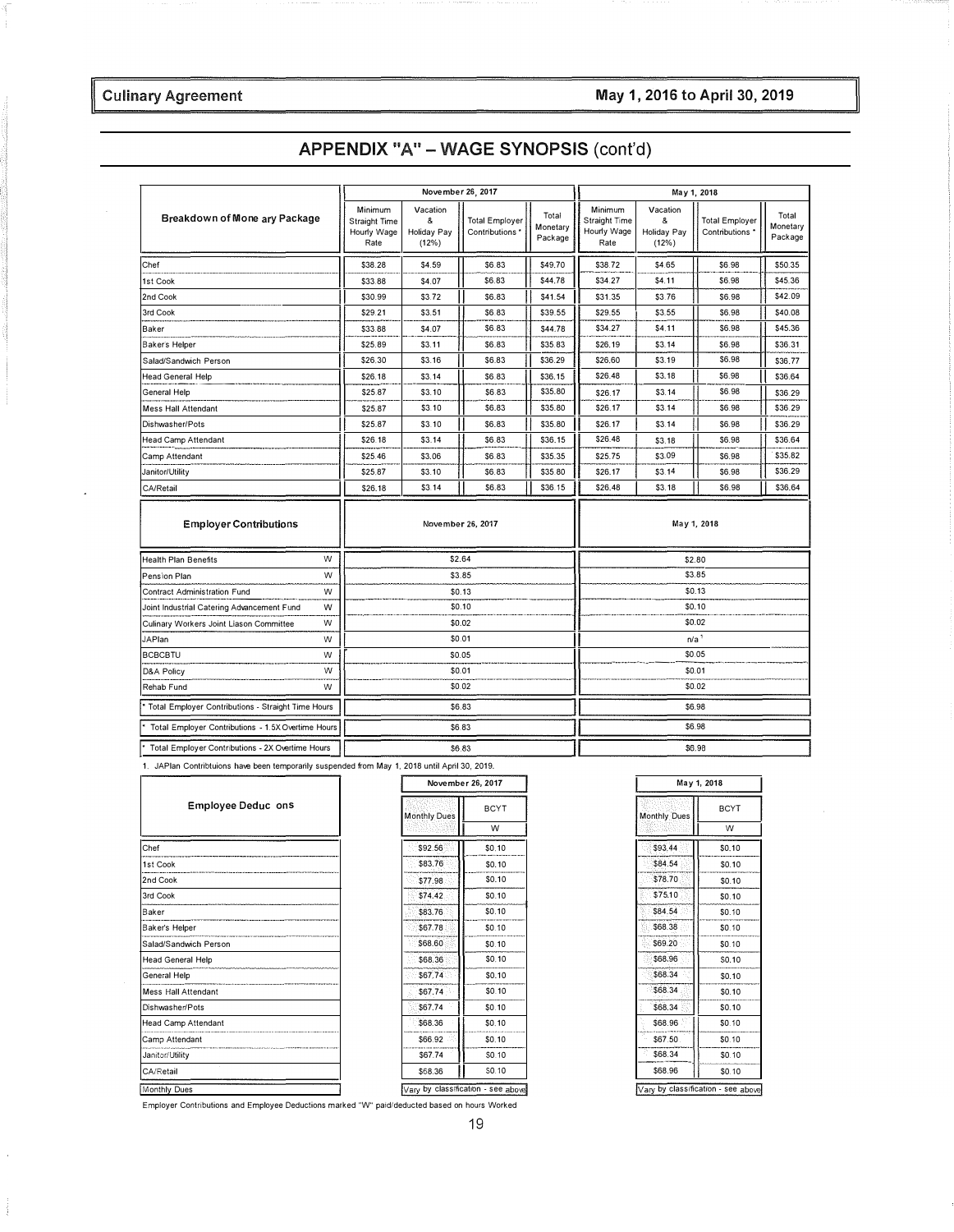Culinary Agreement — May 1, 2016 to April 30, 2019

## APPENDIX "A" – WAGE SYNOPSIS (cont'd)

| Breakdown of Monetary Package | November 26, 2017 | | | | May 1, 2018 | | | |
|---|---|---|---|---|---|---|---|---|
| | Minimum Straight Time Hourly Wage Rate | Vacation & Holiday Pay (12%) | Total Employer Contributions * | Total Monetary Package | Minimum Straight Time Hourly Wage Rate | Vacation & Holiday Pay (12%) | Total Employer Contributions * | Total Monetary Package |
| Chef | $38.28 | $4.59 | $6.83 | $49.70 | $38.72 | $4.65 | $6.98 | $50.35 |
| 1st Cook | $33.88 | $4.07 | $6.83 | $44.78 | $34.27 | $4.11 | $6.98 | $45.36 |
| 2nd Cook | $30.99 | $3.72 | $6.83 | $41.54 | $31.35 | $3.76 | $6.98 | $42.09 |
| 3rd Cook | $29.21 | $3.51 | $6.83 | $39.55 | $29.55 | $3.55 | $6.98 | $40.08 |
| Baker | $33.88 | $4.07 | $6.83 | $44.78 | $34.27 | $4.11 | $6.98 | $45.36 |
| Bakers Helper | $25.89 | $3.11 | $6.83 | $35.83 | $26.19 | $3.14 | $6.98 | $36.31 |
| Salad/Sandwich Person | $26.30 | $3.16 | $6.83 | $36.29 | $26.60 | $3.19 | $6.98 | $36.77 |
| Head General Help | $26.18 | $3.14 | $6.83 | $36.15 | $26.48 | $3.18 | $6.98 | $36.64 |
| General Help | $25.87 | $3.10 | $6.83 | $35.80 | $26.17 | $3.14 | $6.98 | $36.29 |
| Mess Hall Attendant | $25.87 | $3.10 | $6.83 | $35.80 | $26.17 | $3.14 | $6.98 | $36.29 |
| Dishwasher/Pots | $25.87 | $3.10 | $6.83 | $35.80 | $26.17 | $3.14 | $6.98 | $36.29 |
| Head Camp Attendant | $26.18 | $3.14 | $6.83 | $36.15 | $26.48 | $3.18 | $6.98 | $36.64 |
| Camp Attendant | $25.46 | $3.06 | $6.83 | $35.35 | $25.75 | $3.09 | $6.98 | $35.82 |
| Janitor/Utility | $25.87 | $3.10 | $6.83 | $35.80 | $26.17 | $3.14 | $6.98 | $36.29 |
| CA/Retail | $26.18 | $3.14 | $6.83 | $36.15 | $26.48 | $3.18 | $6.98 | $36.64 |

| Employer Contributions | | November 26, 2017 | May 1, 2018 |
|---|---|---|---|
| Health Plan Benefits | W | $2.64 | $2.80 |
| Pension Plan | W | $3.85 | $3.85 |
| Contract Administration Fund | W | $0.13 | $0.13 |
| Joint Industrial Catering Advancement Fund | W | $0.10 | $0.10 |
| Culinary Workers Joint Liason Committee | W | $0.02 | $0.02 |
| JAPlan | W | $0.01 | n/a [1] |
| BCBCBTU | W | $0.05 | $0.05 |
| D&A Policy | W | $0.01 | $0.01 |
| Rehab Fund | W | $0.02 | $0.02 |
| * Total Employer Contributions - Straight Time Hours | | $6.83 | $6.98 |
| * Total Employer Contributions - 1.5X Overtime Hours | | $6.83 | $6.98 |
| * Total Employer Contributions - 2X Overtime Hours | | $6.83 | $6.98 |

1. JAPlan Contribtuions have been temporarily suspended from May 1, 2018 until April 30, 2019.

| Employee Deductions | November 26, 2017 | | May 1, 2018 | |
|---|---|---|---|---|
| | Monthly Dues | BCYT | Monthly Dues | BCYT |
| | | W | | W |
| Chef | $92.56 | $0.10 | $93.44 | $0.10 |
| 1st Cook | $83.76 | $0.10 | $84.54 | $0.10 |
| 2nd Cook | $77.98 | $0.10 | $78.70 | $0.10 |
| 3rd Cook | $74.42 | $0.10 | $75.10 | $0.10 |
| Baker | $83.76 | $0.10 | $84.54 | $0.10 |
| Baker's Helper | $67.78 | $0.10 | $68.38 | $0.10 |
| Salad/Sandwich Person | $68.60 | $0.10 | $69.20 | $0.10 |
| Head General Help | $68.36 | $0.10 | $68.96 | $0.10 |
| General Help | $67.74 | $0.10 | $68.34 | $0.10 |
| Mess Hall Attendant | $67.74 | $0.10 | $68.34 | $0.10 |
| Dishwasher/Pots | $67.74 | $0.10 | $68.34 | $0.10 |
| Head Camp Attendant | $68.36 | $0.10 | $68.96 | $0.10 |
| Camp Attendant | $66.92 | $0.10 | $67.50 | $0.10 |
| Janitor/Utility | $67.74 | $0.10 | $68.34 | $0.10 |
| CA/Retail | $68.36 | $0.10 | $68.96 | $0.10 |
| Monthly Dues | Vary by classification - see above | | Vary by classification - see above | |

Employer Contributions and Employee Deductions marked "W" paid/deducted based on hours Worked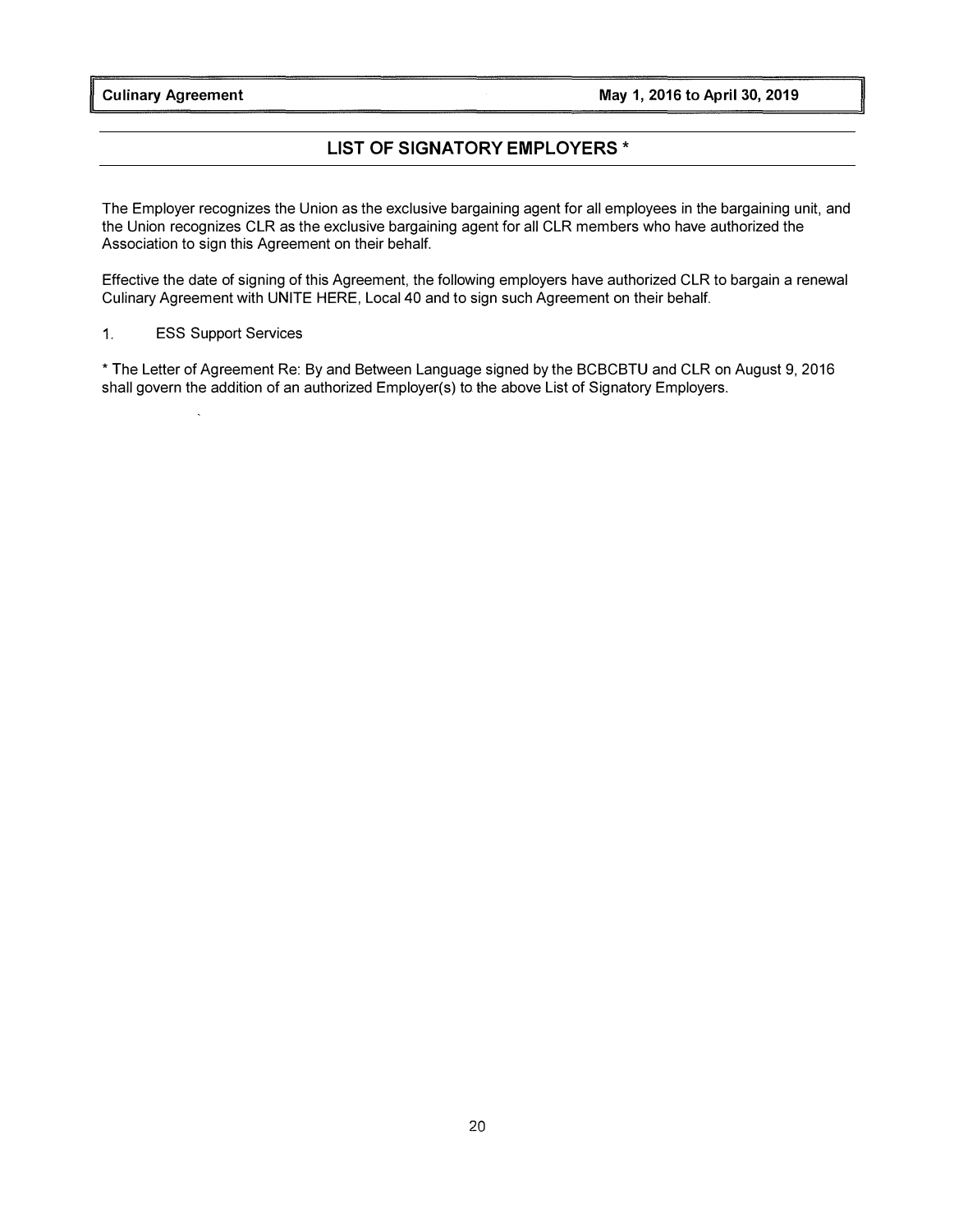## LIST OF SIGNATORY EMPLOYERS *

The Employer recognizes the Union as the exclusive bargaining agent for all employees in the bargaining unit, and the Union recognizes CLR as the exclusive bargaining agent for all CLR members who have authorized the Association to sign this Agreement on their behalf.

Effective the date of signing of this Agreement, the following employers have authorized CLR to bargain a renewal Culinary Agreement with UNITE HERE, Local 40 and to sign such Agreement on their behalf.

1. ESS Support Services

* The Letter of Agreement Re: By and Between Language signed by the BCBCBTU and CLR on August 9, 2016 shall govern the addition of an authorized Employer(s) to the above List of Signatory Employers.